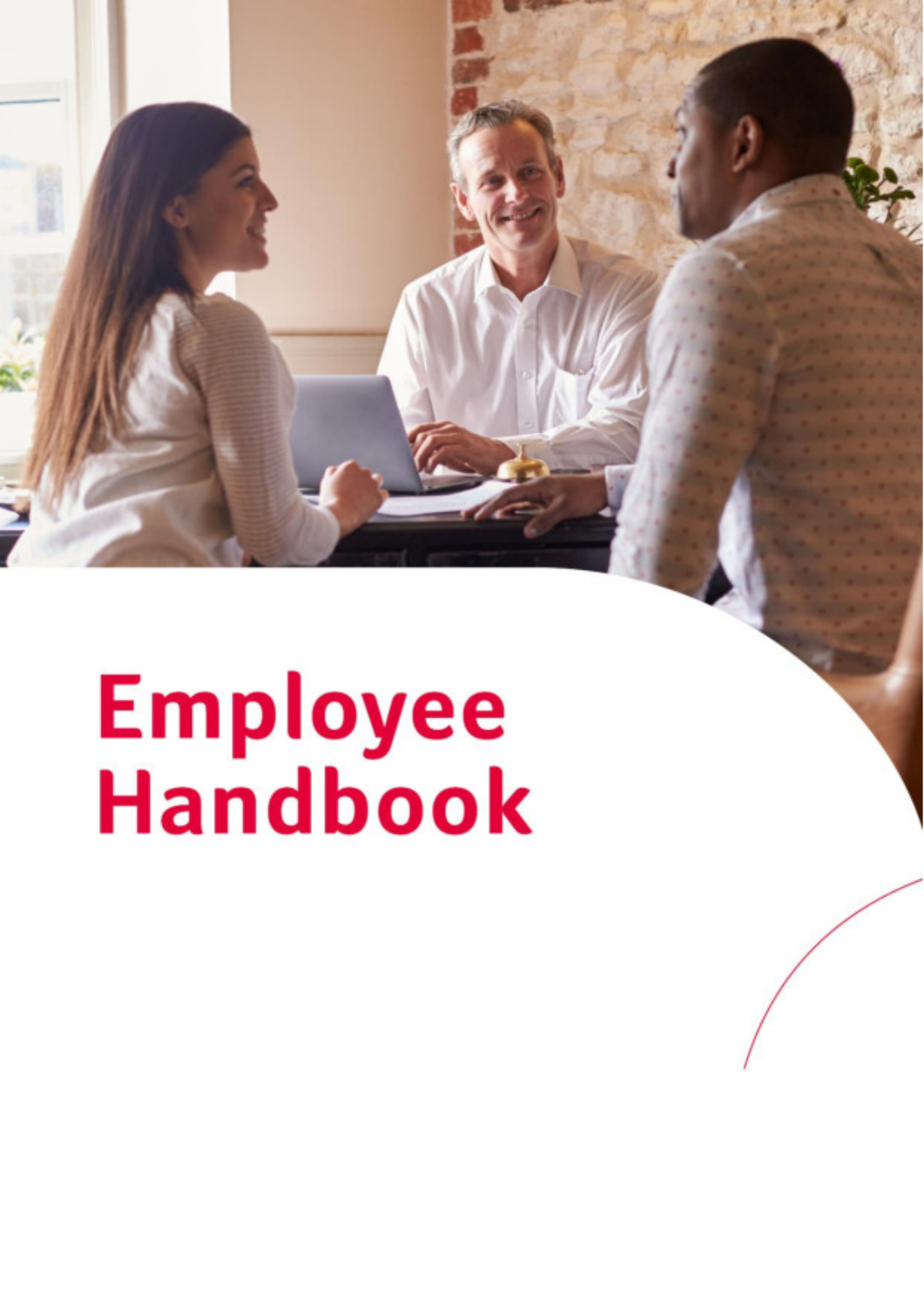# Employee Handbook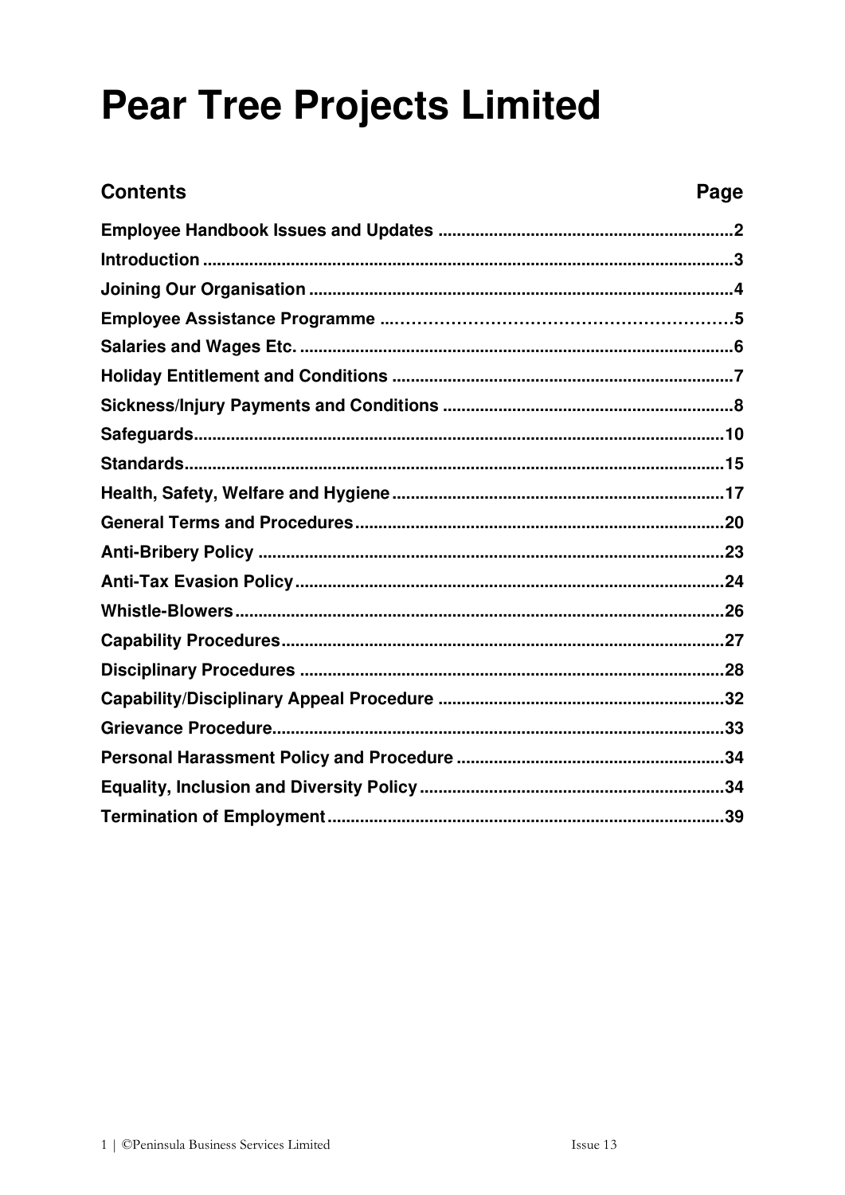# Pear Tree Projects Limited

| Contents | Page |
|---|---|
| Employee Handbook Issues and Updates | 2 |
| Introduction | 3 |
| Joining Our Organisation | 4 |
| Employee Assistance Programme | 5 |
| Salaries and Wages Etc. | 6 |
| Holiday Entitlement and Conditions | 7 |
| Sickness/Injury Payments and Conditions | 8 |
| Safeguards | 10 |
| Standards | 15 |
| Health, Safety, Welfare and Hygiene | 17 |
| General Terms and Procedures | 20 |
| Anti-Bribery Policy | 23 |
| Anti-Tax Evasion Policy | 24 |
| Whistle-Blowers | 26 |
| Capability Procedures | 27 |
| Disciplinary Procedures | 28 |
| Capability/Disciplinary Appeal Procedure | 32 |
| Grievance Procedure | 33 |
| Personal Harassment Policy and Procedure | 34 |
| Equality, Inclusion and Diversity Policy | 34 |
| Termination of Employment | 39 |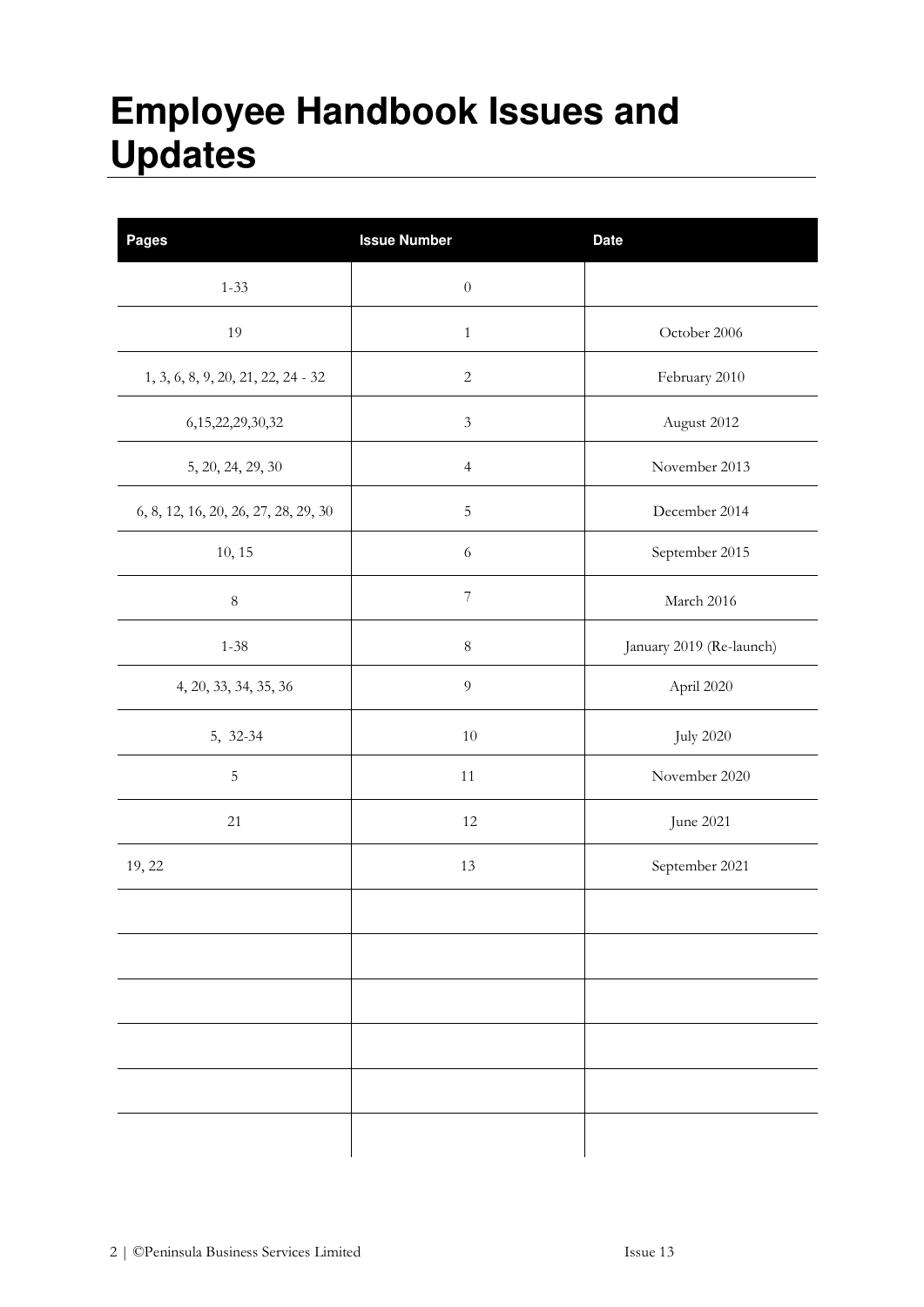# Employee Handbook Issues and Updates

| Pages | Issue Number | Date |
|---|---|---|
| 1-33 | 0 | |
| 19 | 1 | October 2006 |
| 1, 3, 6, 8, 9, 20, 21, 22, 24 - 32 | 2 | February 2010 |
| 6,15,22,29,30,32 | 3 | August 2012 |
| 5, 20, 24, 29, 30 | 4 | November 2013 |
| 6, 8, 12, 16, 20, 26, 27, 28, 29, 30 | 5 | December 2014 |
| 10, 15 | 6 | September 2015 |
| 8 | 7 | March 2016 |
| 1-38 | 8 | January 2019 (Re-launch) |
| 4, 20, 33, 34, 35, 36 | 9 | April 2020 |
| 5, 32-34 | 10 | July 2020 |
| 5 | 11 | November 2020 |
| 21 | 12 | June 2021 |
| 19, 22 | 13 | September 2021 |
| | | |
| | | |
| | | |
| | | |
| | | |
| | | |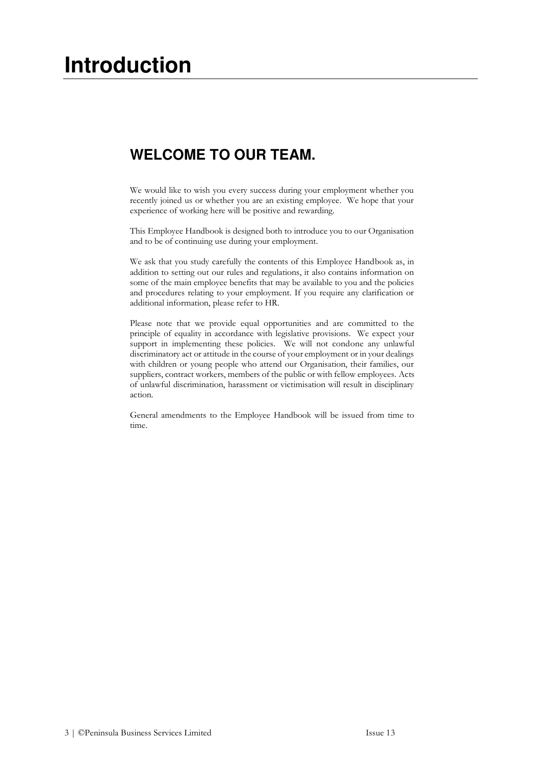# Introduction

## WELCOME TO OUR TEAM.

We would like to wish you every success during your employment whether you recently joined us or whether you are an existing employee. We hope that your experience of working here will be positive and rewarding.

This Employee Handbook is designed both to introduce you to our Organisation and to be of continuing use during your employment.

We ask that you study carefully the contents of this Employee Handbook as, in addition to setting out our rules and regulations, it also contains information on some of the main employee benefits that may be available to you and the policies and procedures relating to your employment. If you require any clarification or additional information, please refer to HR.

Please note that we provide equal opportunities and are committed to the principle of equality in accordance with legislative provisions. We expect your support in implementing these policies. We will not condone any unlawful discriminatory act or attitude in the course of your employment or in your dealings with children or young people who attend our Organisation, their families, our suppliers, contract workers, members of the public or with fellow employees. Acts of unlawful discrimination, harassment or victimisation will result in disciplinary action.

General amendments to the Employee Handbook will be issued from time to time.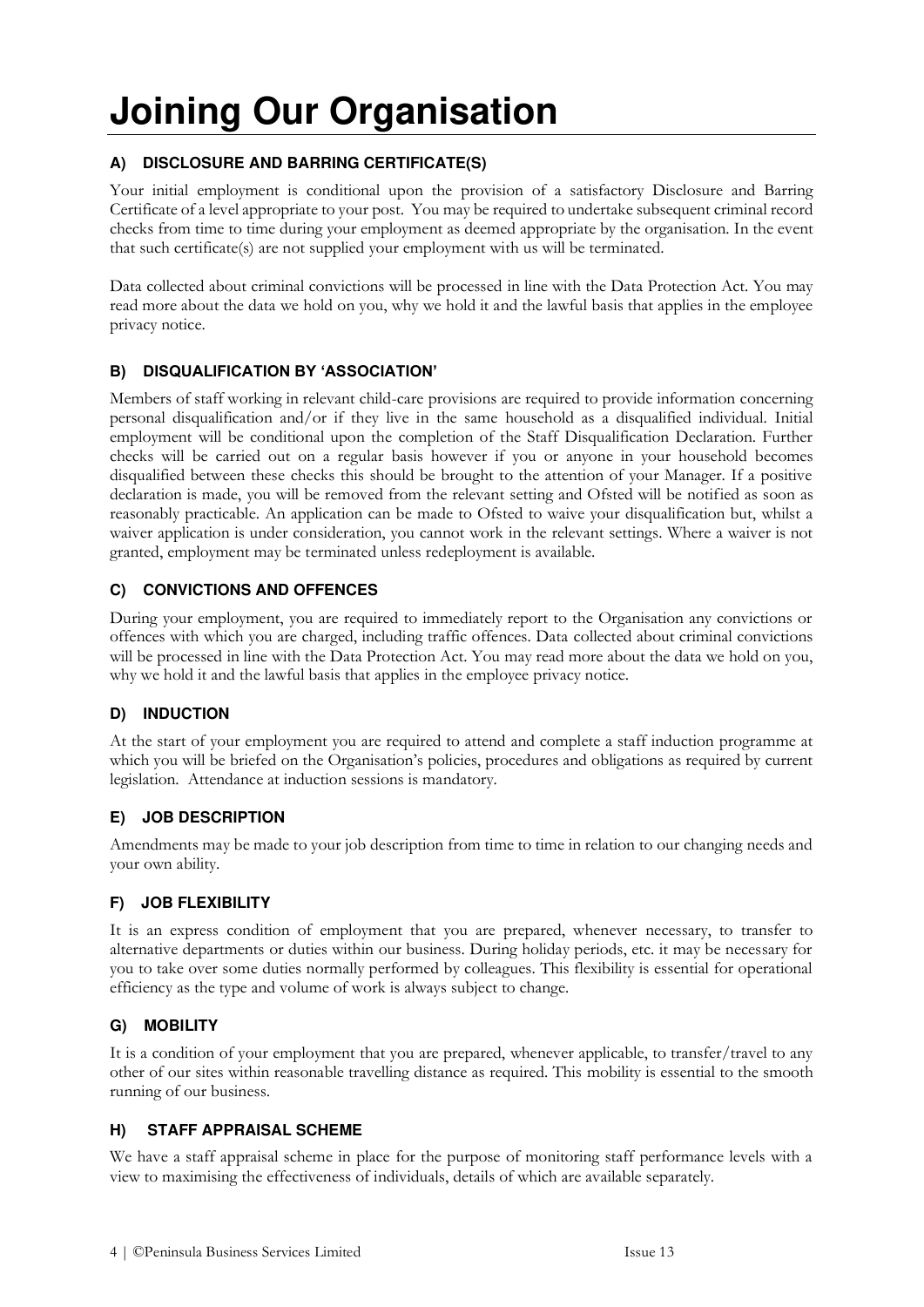# Joining Our Organisation

### A) DISCLOSURE AND BARRING CERTIFICATE(S)

Your initial employment is conditional upon the provision of a satisfactory Disclosure and Barring Certificate of a level appropriate to your post. You may be required to undertake subsequent criminal record checks from time to time during your employment as deemed appropriate by the organisation. In the event that such certificate(s) are not supplied your employment with us will be terminated.

Data collected about criminal convictions will be processed in line with the Data Protection Act. You may read more about the data we hold on you, why we hold it and the lawful basis that applies in the employee privacy notice.

### B) DISQUALIFICATION BY 'ASSOCIATION'

Members of staff working in relevant child-care provisions are required to provide information concerning personal disqualification and/or if they live in the same household as a disqualified individual. Initial employment will be conditional upon the completion of the Staff Disqualification Declaration. Further checks will be carried out on a regular basis however if you or anyone in your household becomes disqualified between these checks this should be brought to the attention of your Manager. If a positive declaration is made, you will be removed from the relevant setting and Ofsted will be notified as soon as reasonably practicable. An application can be made to Ofsted to waive your disqualification but, whilst a waiver application is under consideration, you cannot work in the relevant settings. Where a waiver is not granted, employment may be terminated unless redeployment is available.

### C) CONVICTIONS AND OFFENCES

During your employment, you are required to immediately report to the Organisation any convictions or offences with which you are charged, including traffic offences. Data collected about criminal convictions will be processed in line with the Data Protection Act. You may read more about the data we hold on you, why we hold it and the lawful basis that applies in the employee privacy notice.

### D) INDUCTION

At the start of your employment you are required to attend and complete a staff induction programme at which you will be briefed on the Organisation's policies, procedures and obligations as required by current legislation. Attendance at induction sessions is mandatory.

### E) JOB DESCRIPTION

Amendments may be made to your job description from time to time in relation to our changing needs and your own ability.

### F) JOB FLEXIBILITY

It is an express condition of employment that you are prepared, whenever necessary, to transfer to alternative departments or duties within our business. During holiday periods, etc. it may be necessary for you to take over some duties normally performed by colleagues. This flexibility is essential for operational efficiency as the type and volume of work is always subject to change.

### G) MOBILITY

It is a condition of your employment that you are prepared, whenever applicable, to transfer/travel to any other of our sites within reasonable travelling distance as required. This mobility is essential to the smooth running of our business.

### H) STAFF APPRAISAL SCHEME

We have a staff appraisal scheme in place for the purpose of monitoring staff performance levels with a view to maximising the effectiveness of individuals, details of which are available separately.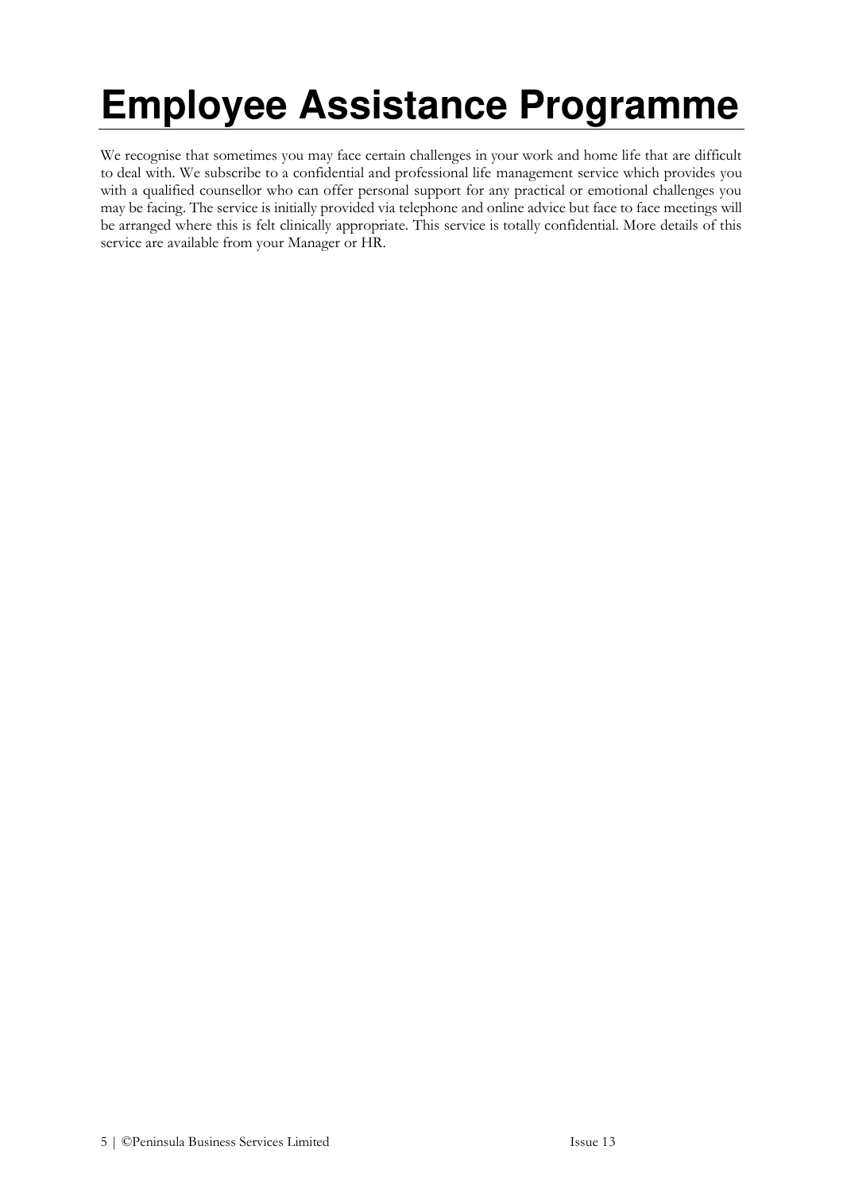# Employee Assistance Programme

We recognise that sometimes you may face certain challenges in your work and home life that are difficult to deal with. We subscribe to a confidential and professional life management service which provides you with a qualified counsellor who can offer personal support for any practical or emotional challenges you may be facing. The service is initially provided via telephone and online advice but face to face meetings will be arranged where this is felt clinically appropriate. This service is totally confidential. More details of this service are available from your Manager or HR.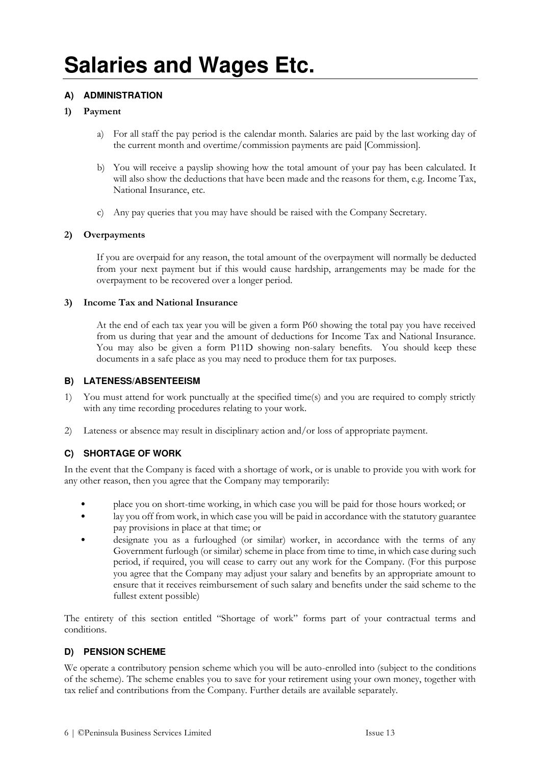# Salaries and Wages Etc.

## A) ADMINISTRATION

### 1) Payment

a) For all staff the pay period is the calendar month. Salaries are paid by the last working day of the current month and overtime/commission payments are paid [Commission].

b) You will receive a payslip showing how the total amount of your pay has been calculated. It will also show the deductions that have been made and the reasons for them, e.g. Income Tax, National Insurance, etc.

c) Any pay queries that you may have should be raised with the Company Secretary.

### 2) Overpayments

If you are overpaid for any reason, the total amount of the overpayment will normally be deducted from your next payment but if this would cause hardship, arrangements may be made for the overpayment to be recovered over a longer period.

### 3) Income Tax and National Insurance

At the end of each tax year you will be given a form P60 showing the total pay you have received from us during that year and the amount of deductions for Income Tax and National Insurance. You may also be given a form P11D showing non-salary benefits. You should keep these documents in a safe place as you may need to produce them for tax purposes.

## B) LATENESS/ABSENTEEISM

1) You must attend for work punctually at the specified time(s) and you are required to comply strictly with any time recording procedures relating to your work.

2) Lateness or absence may result in disciplinary action and/or loss of appropriate payment.

## C) SHORTAGE OF WORK

In the event that the Company is faced with a shortage of work, or is unable to provide you with work for any other reason, then you agree that the Company may temporarily:

- place you on short-time working, in which case you will be paid for those hours worked; or
- lay you off from work, in which case you will be paid in accordance with the statutory guarantee pay provisions in place at that time; or
- designate you as a furloughed (or similar) worker, in accordance with the terms of any Government furlough (or similar) scheme in place from time to time, in which case during such period, if required, you will cease to carry out any work for the Company. (For this purpose you agree that the Company may adjust your salary and benefits by an appropriate amount to ensure that it receives reimbursement of such salary and benefits under the said scheme to the fullest extent possible)

The entirety of this section entitled "Shortage of work" forms part of your contractual terms and conditions.

## D) PENSION SCHEME

We operate a contributory pension scheme which you will be auto-enrolled into (subject to the conditions of the scheme). The scheme enables you to save for your retirement using your own money, together with tax relief and contributions from the Company. Further details are available separately.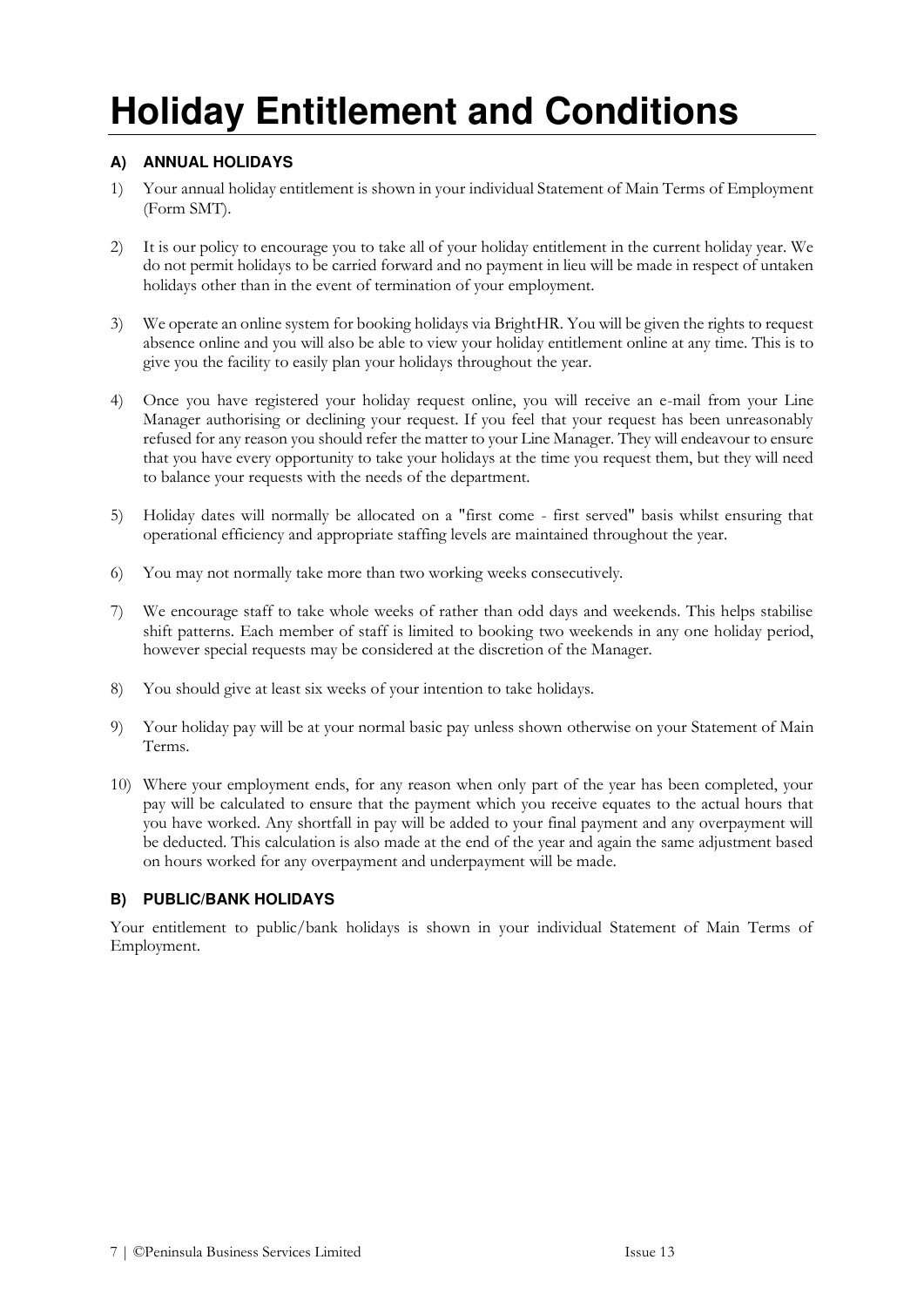# Holiday Entitlement and Conditions

### A) ANNUAL HOLIDAYS

1) Your annual holiday entitlement is shown in your individual Statement of Main Terms of Employment (Form SMT).

2) It is our policy to encourage you to take all of your holiday entitlement in the current holiday year. We do not permit holidays to be carried forward and no payment in lieu will be made in respect of untaken holidays other than in the event of termination of your employment.

3) We operate an online system for booking holidays via BrightHR. You will be given the rights to request absence online and you will also be able to view your holiday entitlement online at any time. This is to give you the facility to easily plan your holidays throughout the year.

4) Once you have registered your holiday request online, you will receive an e-mail from your Line Manager authorising or declining your request. If you feel that your request has been unreasonably refused for any reason you should refer the matter to your Line Manager. They will endeavour to ensure that you have every opportunity to take your holidays at the time you request them, but they will need to balance your requests with the needs of the department.

5) Holiday dates will normally be allocated on a "first come - first served" basis whilst ensuring that operational efficiency and appropriate staffing levels are maintained throughout the year.

6) You may not normally take more than two working weeks consecutively.

7) We encourage staff to take whole weeks of rather than odd days and weekends. This helps stabilise shift patterns. Each member of staff is limited to booking two weekends in any one holiday period, however special requests may be considered at the discretion of the Manager.

8) You should give at least six weeks of your intention to take holidays.

9) Your holiday pay will be at your normal basic pay unless shown otherwise on your Statement of Main Terms.

10) Where your employment ends, for any reason when only part of the year has been completed, your pay will be calculated to ensure that the payment which you receive equates to the actual hours that you have worked. Any shortfall in pay will be added to your final payment and any overpayment will be deducted. This calculation is also made at the end of the year and again the same adjustment based on hours worked for any overpayment and underpayment will be made.

### B) PUBLIC/BANK HOLIDAYS

Your entitlement to public/bank holidays is shown in your individual Statement of Main Terms of Employment.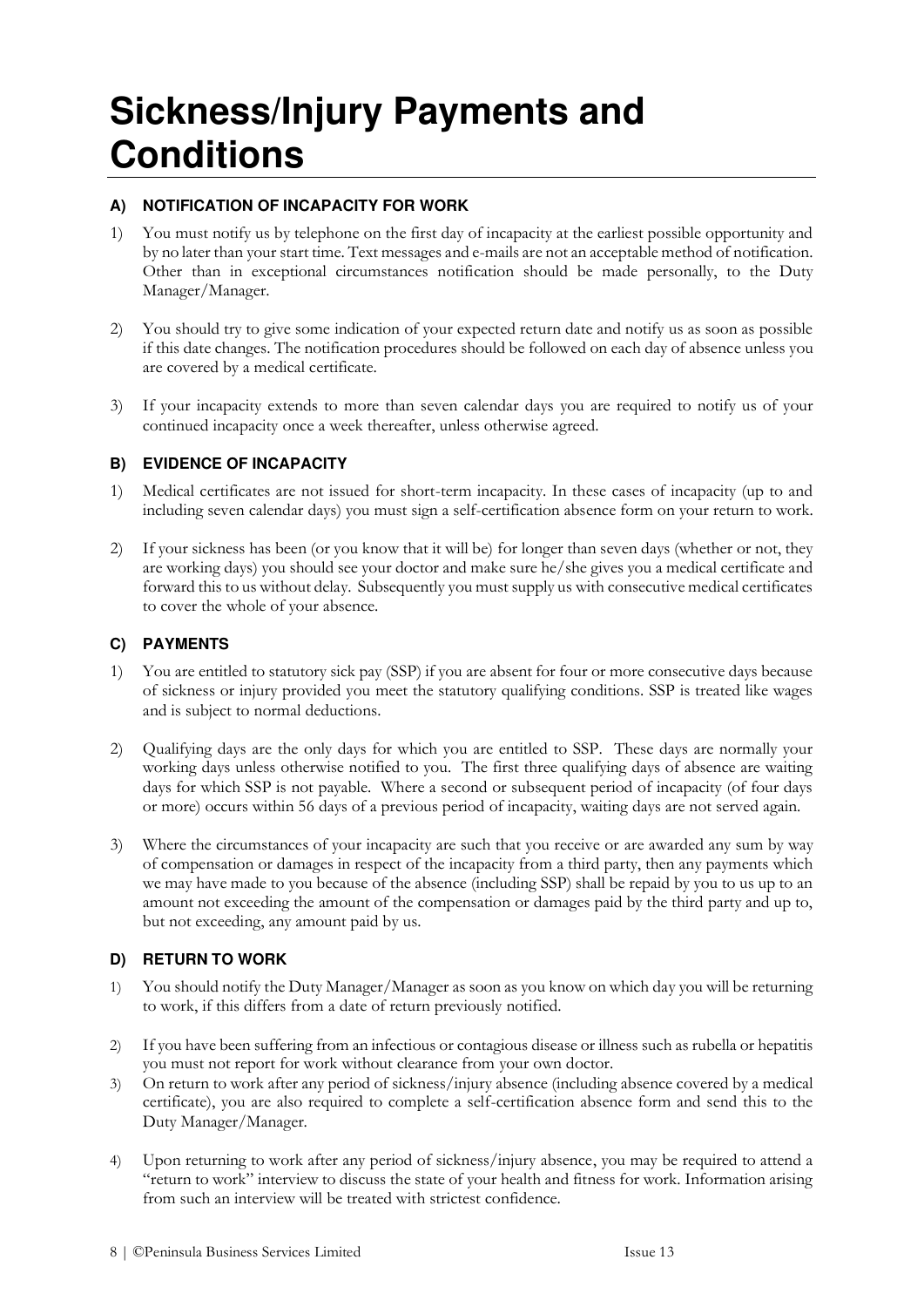# Sickness/Injury Payments and Conditions

### A) NOTIFICATION OF INCAPACITY FOR WORK

1) You must notify us by telephone on the first day of incapacity at the earliest possible opportunity and by no later than your start time. Text messages and e-mails are not an acceptable method of notification. Other than in exceptional circumstances notification should be made personally, to the Duty Manager/Manager.

2) You should try to give some indication of your expected return date and notify us as soon as possible if this date changes. The notification procedures should be followed on each day of absence unless you are covered by a medical certificate.

3) If your incapacity extends to more than seven calendar days you are required to notify us of your continued incapacity once a week thereafter, unless otherwise agreed.

### B) EVIDENCE OF INCAPACITY

1) Medical certificates are not issued for short-term incapacity. In these cases of incapacity (up to and including seven calendar days) you must sign a self-certification absence form on your return to work.

2) If your sickness has been (or you know that it will be) for longer than seven days (whether or not, they are working days) you should see your doctor and make sure he/she gives you a medical certificate and forward this to us without delay. Subsequently you must supply us with consecutive medical certificates to cover the whole of your absence.

### C) PAYMENTS

1) You are entitled to statutory sick pay (SSP) if you are absent for four or more consecutive days because of sickness or injury provided you meet the statutory qualifying conditions. SSP is treated like wages and is subject to normal deductions.

2) Qualifying days are the only days for which you are entitled to SSP. These days are normally your working days unless otherwise notified to you. The first three qualifying days of absence are waiting days for which SSP is not payable. Where a second or subsequent period of incapacity (of four days or more) occurs within 56 days of a previous period of incapacity, waiting days are not served again.

3) Where the circumstances of your incapacity are such that you receive or are awarded any sum by way of compensation or damages in respect of the incapacity from a third party, then any payments which we may have made to you because of the absence (including SSP) shall be repaid by you to us up to an amount not exceeding the amount of the compensation or damages paid by the third party and up to, but not exceeding, any amount paid by us.

### D) RETURN TO WORK

1) You should notify the Duty Manager/Manager as soon as you know on which day you will be returning to work, if this differs from a date of return previously notified.

2) If you have been suffering from an infectious or contagious disease or illness such as rubella or hepatitis you must not report for work without clearance from your own doctor.

3) On return to work after any period of sickness/injury absence (including absence covered by a medical certificate), you are also required to complete a self-certification absence form and send this to the Duty Manager/Manager.

4) Upon returning to work after any period of sickness/injury absence, you may be required to attend a "return to work" interview to discuss the state of your health and fitness for work. Information arising from such an interview will be treated with strictest confidence.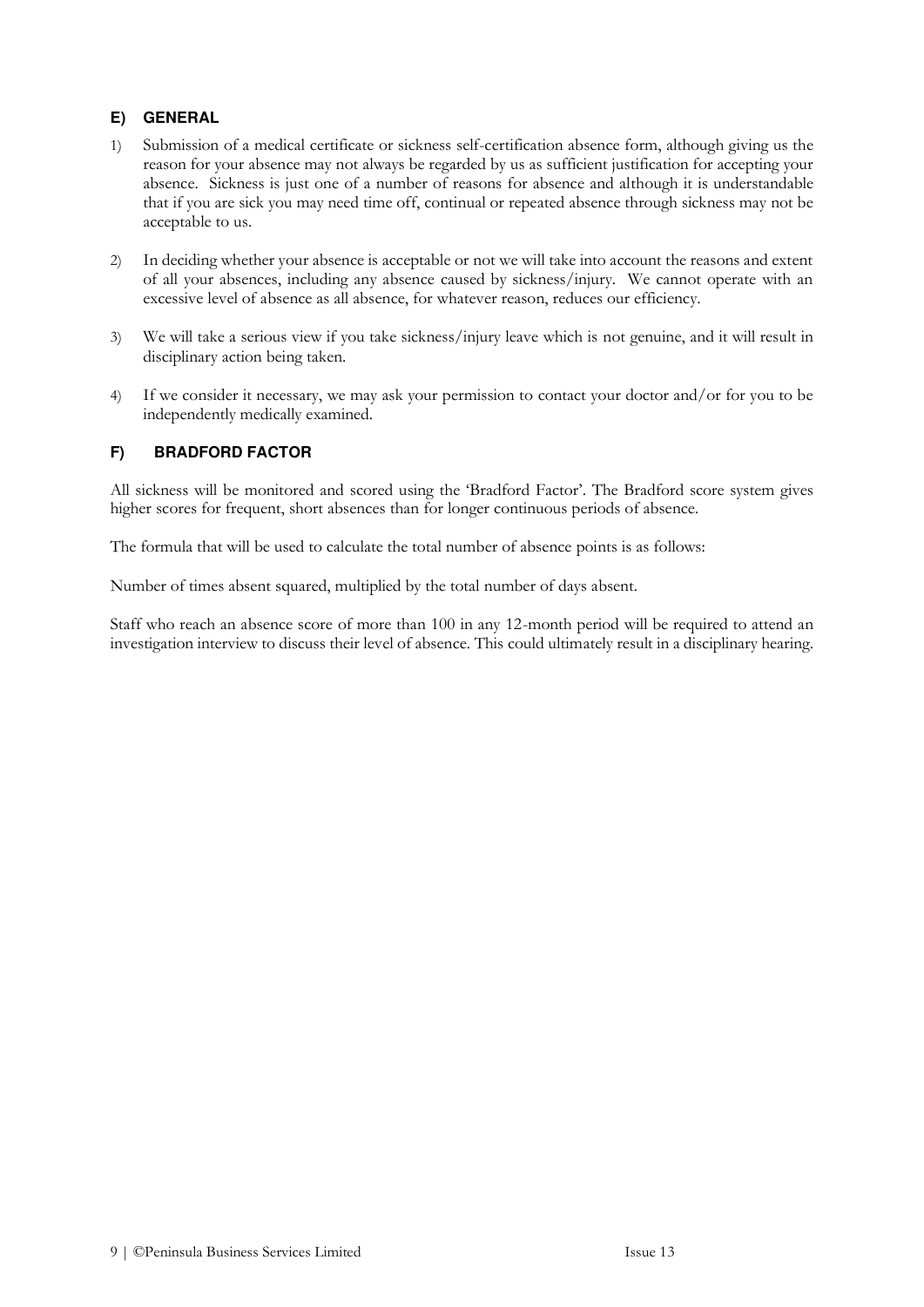## E) GENERAL

1) Submission of a medical certificate or sickness self-certification absence form, although giving us the reason for your absence may not always be regarded by us as sufficient justification for accepting your absence. Sickness is just one of a number of reasons for absence and although it is understandable that if you are sick you may need time off, continual or repeated absence through sickness may not be acceptable to us.

2) In deciding whether your absence is acceptable or not we will take into account the reasons and extent of all your absences, including any absence caused by sickness/injury. We cannot operate with an excessive level of absence as all absence, for whatever reason, reduces our efficiency.

3) We will take a serious view if you take sickness/injury leave which is not genuine, and it will result in disciplinary action being taken.

4) If we consider it necessary, we may ask your permission to contact your doctor and/or for you to be independently medically examined.

## F) BRADFORD FACTOR

All sickness will be monitored and scored using the 'Bradford Factor'. The Bradford score system gives higher scores for frequent, short absences than for longer continuous periods of absence.

The formula that will be used to calculate the total number of absence points is as follows:

Number of times absent squared, multiplied by the total number of days absent.

Staff who reach an absence score of more than 100 in any 12-month period will be required to attend an investigation interview to discuss their level of absence. This could ultimately result in a disciplinary hearing.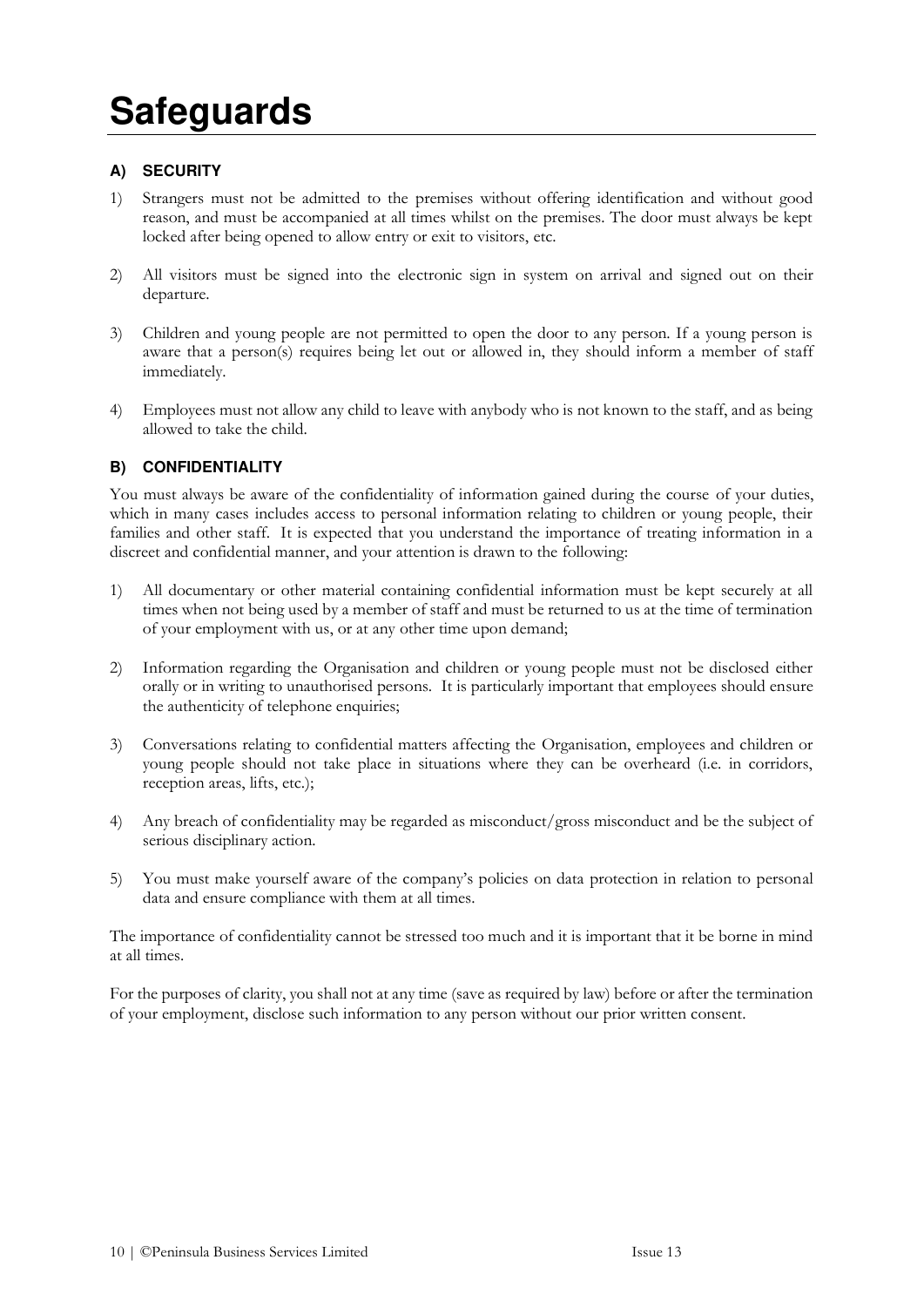# Safeguards

### A) SECURITY

1) Strangers must not be admitted to the premises without offering identification and without good reason, and must be accompanied at all times whilst on the premises. The door must always be kept locked after being opened to allow entry or exit to visitors, etc.

2) All visitors must be signed into the electronic sign in system on arrival and signed out on their departure.

3) Children and young people are not permitted to open the door to any person. If a young person is aware that a person(s) requires being let out or allowed in, they should inform a member of staff immediately.

4) Employees must not allow any child to leave with anybody who is not known to the staff, and as being allowed to take the child.

### B) CONFIDENTIALITY

You must always be aware of the confidentiality of information gained during the course of your duties, which in many cases includes access to personal information relating to children or young people, their families and other staff. It is expected that you understand the importance of treating information in a discreet and confidential manner, and your attention is drawn to the following:

1) All documentary or other material containing confidential information must be kept securely at all times when not being used by a member of staff and must be returned to us at the time of termination of your employment with us, or at any other time upon demand;

2) Information regarding the Organisation and children or young people must not be disclosed either orally or in writing to unauthorised persons. It is particularly important that employees should ensure the authenticity of telephone enquiries;

3) Conversations relating to confidential matters affecting the Organisation, employees and children or young people should not take place in situations where they can be overheard (i.e. in corridors, reception areas, lifts, etc.);

4) Any breach of confidentiality may be regarded as misconduct/gross misconduct and be the subject of serious disciplinary action.

5) You must make yourself aware of the company's policies on data protection in relation to personal data and ensure compliance with them at all times.

The importance of confidentiality cannot be stressed too much and it is important that it be borne in mind at all times.

For the purposes of clarity, you shall not at any time (save as required by law) before or after the termination of your employment, disclose such information to any person without our prior written consent.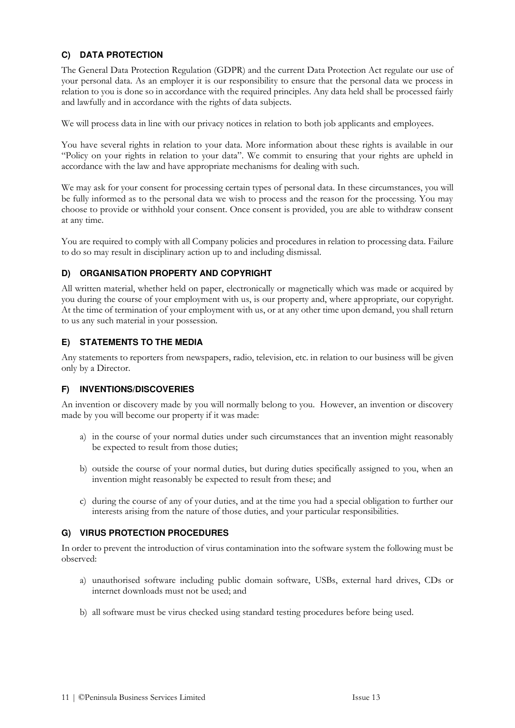### C) DATA PROTECTION

The General Data Protection Regulation (GDPR) and the current Data Protection Act regulate our use of your personal data. As an employer it is our responsibility to ensure that the personal data we process in relation to you is done so in accordance with the required principles. Any data held shall be processed fairly and lawfully and in accordance with the rights of data subjects.

We will process data in line with our privacy notices in relation to both job applicants and employees.

You have several rights in relation to your data. More information about these rights is available in our "Policy on your rights in relation to your data". We commit to ensuring that your rights are upheld in accordance with the law and have appropriate mechanisms for dealing with such.

We may ask for your consent for processing certain types of personal data. In these circumstances, you will be fully informed as to the personal data we wish to process and the reason for the processing. You may choose to provide or withhold your consent. Once consent is provided, you are able to withdraw consent at any time.

You are required to comply with all Company policies and procedures in relation to processing data. Failure to do so may result in disciplinary action up to and including dismissal.

### D) ORGANISATION PROPERTY AND COPYRIGHT

All written material, whether held on paper, electronically or magnetically which was made or acquired by you during the course of your employment with us, is our property and, where appropriate, our copyright. At the time of termination of your employment with us, or at any other time upon demand, you shall return to us any such material in your possession.

### E) STATEMENTS TO THE MEDIA

Any statements to reporters from newspapers, radio, television, etc. in relation to our business will be given only by a Director.

### F) INVENTIONS/DISCOVERIES

An invention or discovery made by you will normally belong to you. However, an invention or discovery made by you will become our property if it was made:

a) in the course of your normal duties under such circumstances that an invention might reasonably be expected to result from those duties;

b) outside the course of your normal duties, but during duties specifically assigned to you, when an invention might reasonably be expected to result from these; and

c) during the course of any of your duties, and at the time you had a special obligation to further our interests arising from the nature of those duties, and your particular responsibilities.

### G) VIRUS PROTECTION PROCEDURES

In order to prevent the introduction of virus contamination into the software system the following must be observed:

a) unauthorised software including public domain software, USBs, external hard drives, CDs or internet downloads must not be used; and

b) all software must be virus checked using standard testing procedures before being used.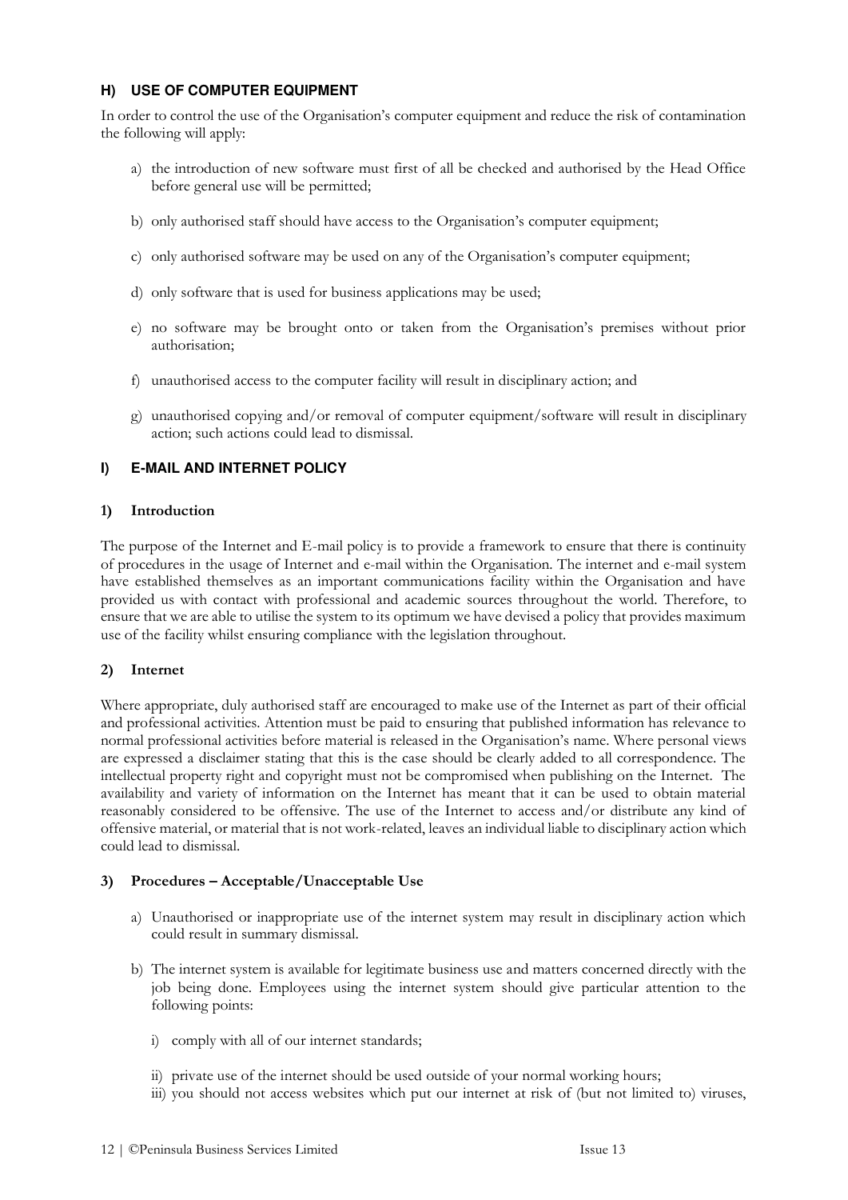## H) USE OF COMPUTER EQUIPMENT

In order to control the use of the Organisation's computer equipment and reduce the risk of contamination the following will apply:

a) the introduction of new software must first of all be checked and authorised by the Head Office before general use will be permitted;

b) only authorised staff should have access to the Organisation's computer equipment;

c) only authorised software may be used on any of the Organisation's computer equipment;

d) only software that is used for business applications may be used;

e) no software may be brought onto or taken from the Organisation's premises without prior authorisation;

f) unauthorised access to the computer facility will result in disciplinary action; and

g) unauthorised copying and/or removal of computer equipment/software will result in disciplinary action; such actions could lead to dismissal.

## I) E-MAIL AND INTERNET POLICY

### 1) Introduction

The purpose of the Internet and E-mail policy is to provide a framework to ensure that there is continuity of procedures in the usage of Internet and e-mail within the Organisation. The internet and e-mail system have established themselves as an important communications facility within the Organisation and have provided us with contact with professional and academic sources throughout the world. Therefore, to ensure that we are able to utilise the system to its optimum we have devised a policy that provides maximum use of the facility whilst ensuring compliance with the legislation throughout.

### 2) Internet

Where appropriate, duly authorised staff are encouraged to make use of the Internet as part of their official and professional activities. Attention must be paid to ensuring that published information has relevance to normal professional activities before material is released in the Organisation's name. Where personal views are expressed a disclaimer stating that this is the case should be clearly added to all correspondence. The intellectual property right and copyright must not be compromised when publishing on the Internet. The availability and variety of information on the Internet has meant that it can be used to obtain material reasonably considered to be offensive. The use of the Internet to access and/or distribute any kind of offensive material, or material that is not work-related, leaves an individual liable to disciplinary action which could lead to dismissal.

### 3) Procedures – Acceptable/Unacceptable Use

a) Unauthorised or inappropriate use of the internet system may result in disciplinary action which could result in summary dismissal.

b) The internet system is available for legitimate business use and matters concerned directly with the job being done. Employees using the internet system should give particular attention to the following points:

   i) comply with all of our internet standards;

   ii) private use of the internet should be used outside of your normal working hours;

   iii) you should not access websites which put our internet at risk of (but not limited to) viruses,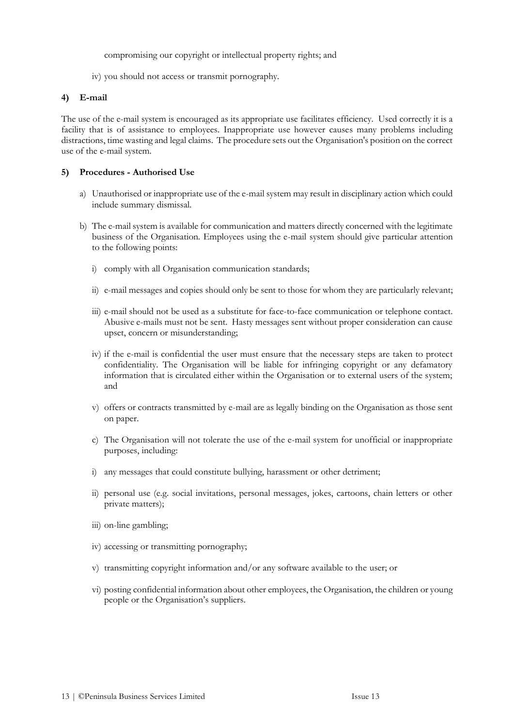compromising our copyright or intellectual property rights; and

iv) you should not access or transmit pornography.

**4) E-mail**

The use of the e-mail system is encouraged as its appropriate use facilitates efficiency. Used correctly it is a facility that is of assistance to employees. Inappropriate use however causes many problems including distractions, time wasting and legal claims. The procedure sets out the Organisation's position on the correct use of the e-mail system.

**5) Procedures - Authorised Use**

a) Unauthorised or inappropriate use of the e-mail system may result in disciplinary action which could include summary dismissal.

b) The e-mail system is available for communication and matters directly concerned with the legitimate business of the Organisation. Employees using the e-mail system should give particular attention to the following points:

   i) comply with all Organisation communication standards;

   ii) e-mail messages and copies should only be sent to those for whom they are particularly relevant;

   iii) e-mail should not be used as a substitute for face-to-face communication or telephone contact. Abusive e-mails must not be sent. Hasty messages sent without proper consideration can cause upset, concern or misunderstanding;

   iv) if the e-mail is confidential the user must ensure that the necessary steps are taken to protect confidentiality. The Organisation will be liable for infringing copyright or any defamatory information that is circulated either within the Organisation or to external users of the system; and

   v) offers or contracts transmitted by e-mail are as legally binding on the Organisation as those sent on paper.

c) The Organisation will not tolerate the use of the e-mail system for unofficial or inappropriate purposes, including:

   i) any messages that could constitute bullying, harassment or other detriment;

   ii) personal use (e.g. social invitations, personal messages, jokes, cartoons, chain letters or other private matters);

   iii) on-line gambling;

   iv) accessing or transmitting pornography;

   v) transmitting copyright information and/or any software available to the user; or

   vi) posting confidential information about other employees, the Organisation, the children or young people or the Organisation's suppliers.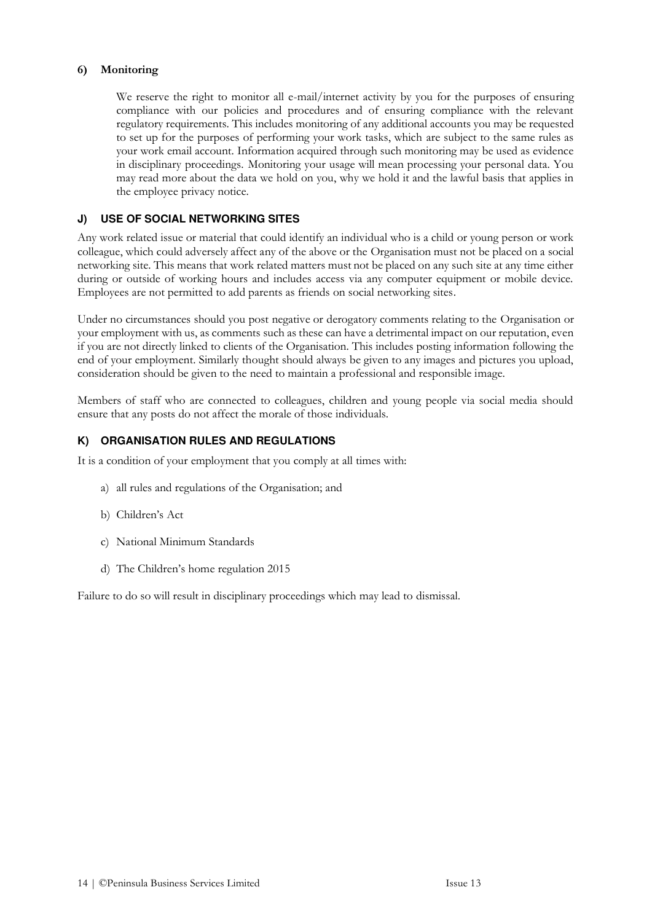#### 6) Monitoring

We reserve the right to monitor all e-mail/internet activity by you for the purposes of ensuring compliance with our policies and procedures and of ensuring compliance with the relevant regulatory requirements. This includes monitoring of any additional accounts you may be requested to set up for the purposes of performing your work tasks, which are subject to the same rules as your work email account. Information acquired through such monitoring may be used as evidence in disciplinary proceedings. Monitoring your usage will mean processing your personal data. You may read more about the data we hold on you, why we hold it and the lawful basis that applies in the employee privacy notice.

### J) USE OF SOCIAL NETWORKING SITES

Any work related issue or material that could identify an individual who is a child or young person or work colleague, which could adversely affect any of the above or the Organisation must not be placed on a social networking site. This means that work related matters must not be placed on any such site at any time either during or outside of working hours and includes access via any computer equipment or mobile device. Employees are not permitted to add parents as friends on social networking sites.

Under no circumstances should you post negative or derogatory comments relating to the Organisation or your employment with us, as comments such as these can have a detrimental impact on our reputation, even if you are not directly linked to clients of the Organisation. This includes posting information following the end of your employment. Similarly thought should always be given to any images and pictures you upload, consideration should be given to the need to maintain a professional and responsible image.

Members of staff who are connected to colleagues, children and young people via social media should ensure that any posts do not affect the morale of those individuals.

### K) ORGANISATION RULES AND REGULATIONS

It is a condition of your employment that you comply at all times with:

a) all rules and regulations of the Organisation; and

b) Children's Act

c) National Minimum Standards

d) The Children's home regulation 2015

Failure to do so will result in disciplinary proceedings which may lead to dismissal.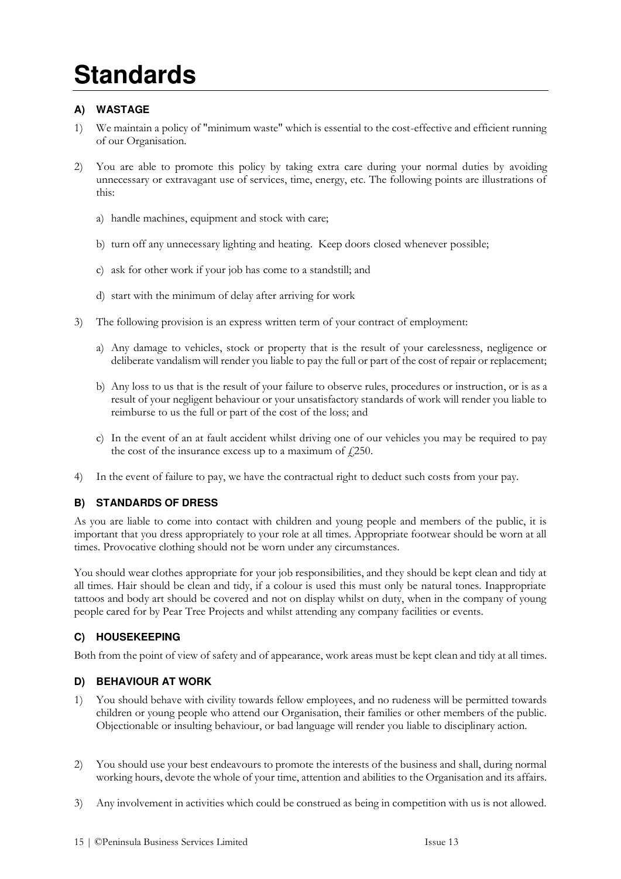# Standards

### A) WASTAGE

1) We maintain a policy of "minimum waste" which is essential to the cost-effective and efficient running of our Organisation.

2) You are able to promote this policy by taking extra care during your normal duties by avoiding unnecessary or extravagant use of services, time, energy, etc. The following points are illustrations of this:

   a) handle machines, equipment and stock with care;

   b) turn off any unnecessary lighting and heating. Keep doors closed whenever possible;

   c) ask for other work if your job has come to a standstill; and

   d) start with the minimum of delay after arriving for work

3) The following provision is an express written term of your contract of employment:

   a) Any damage to vehicles, stock or property that is the result of your carelessness, negligence or deliberate vandalism will render you liable to pay the full or part of the cost of repair or replacement;

   b) Any loss to us that is the result of your failure to observe rules, procedures or instruction, or is as a result of your negligent behaviour or your unsatisfactory standards of work will render you liable to reimburse to us the full or part of the cost of the loss; and

   c) In the event of an at fault accident whilst driving one of our vehicles you may be required to pay the cost of the insurance excess up to a maximum of £250.

4) In the event of failure to pay, we have the contractual right to deduct such costs from your pay.

### B) STANDARDS OF DRESS

As you are liable to come into contact with children and young people and members of the public, it is important that you dress appropriately to your role at all times. Appropriate footwear should be worn at all times. Provocative clothing should not be worn under any circumstances.

You should wear clothes appropriate for your job responsibilities, and they should be kept clean and tidy at all times. Hair should be clean and tidy, if a colour is used this must only be natural tones. Inappropriate tattoos and body art should be covered and not on display whilst on duty, when in the company of young people cared for by Pear Tree Projects and whilst attending any company facilities or events.

### C) HOUSEKEEPING

Both from the point of view of safety and of appearance, work areas must be kept clean and tidy at all times.

### D) BEHAVIOUR AT WORK

1) You should behave with civility towards fellow employees, and no rudeness will be permitted towards children or young people who attend our Organisation, their families or other members of the public. Objectionable or insulting behaviour, or bad language will render you liable to disciplinary action.

2) You should use your best endeavours to promote the interests of the business and shall, during normal working hours, devote the whole of your time, attention and abilities to the Organisation and its affairs.

3) Any involvement in activities which could be construed as being in competition with us is not allowed.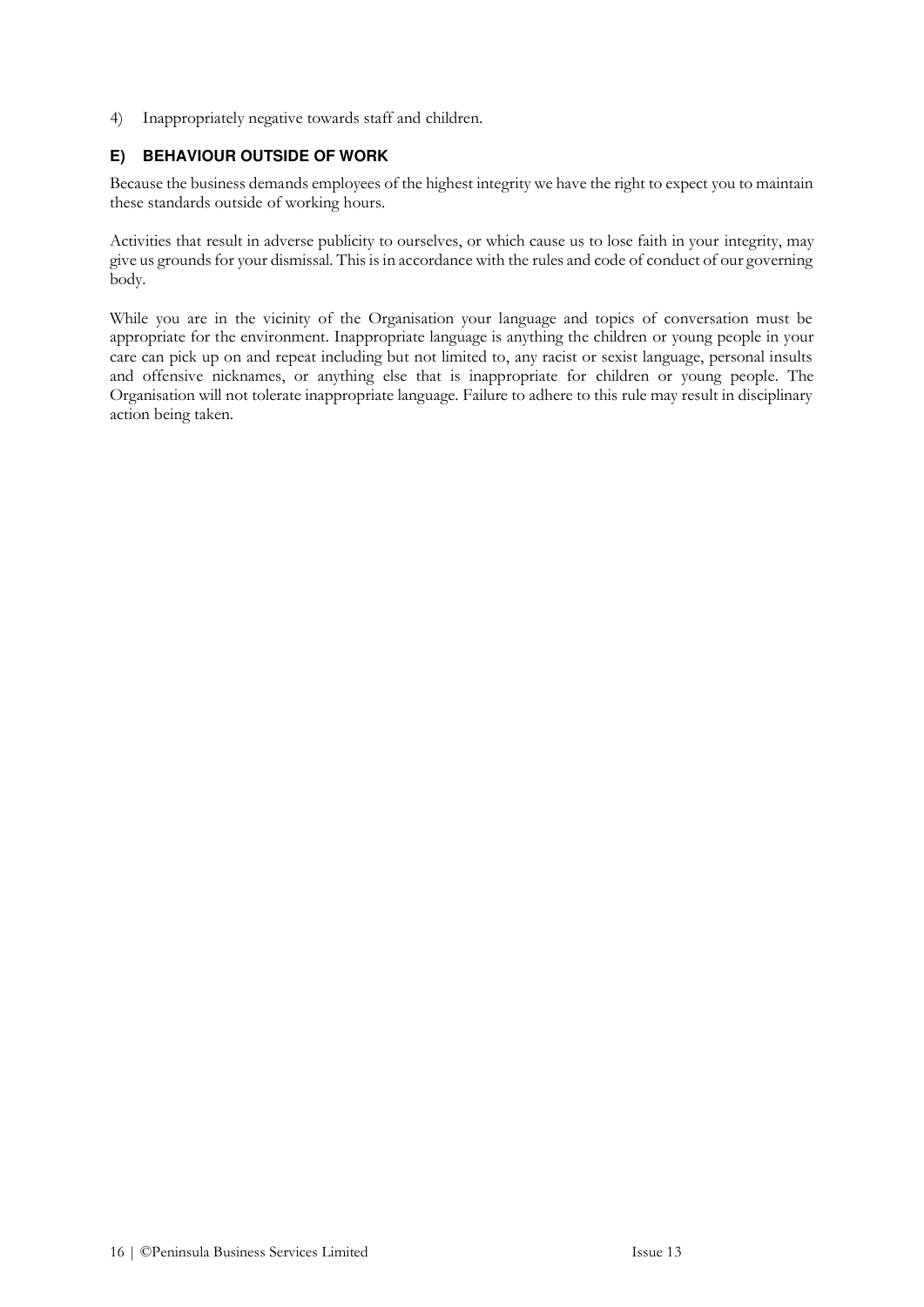4) Inappropriately negative towards staff and children.

### E) BEHAVIOUR OUTSIDE OF WORK

Because the business demands employees of the highest integrity we have the right to expect you to maintain these standards outside of working hours.

Activities that result in adverse publicity to ourselves, or which cause us to lose faith in your integrity, may give us grounds for your dismissal. This is in accordance with the rules and code of conduct of our governing body.

While you are in the vicinity of the Organisation your language and topics of conversation must be appropriate for the environment. Inappropriate language is anything the children or young people in your care can pick up on and repeat including but not limited to, any racist or sexist language, personal insults and offensive nicknames, or anything else that is inappropriate for children or young people. The Organisation will not tolerate inappropriate language. Failure to adhere to this rule may result in disciplinary action being taken.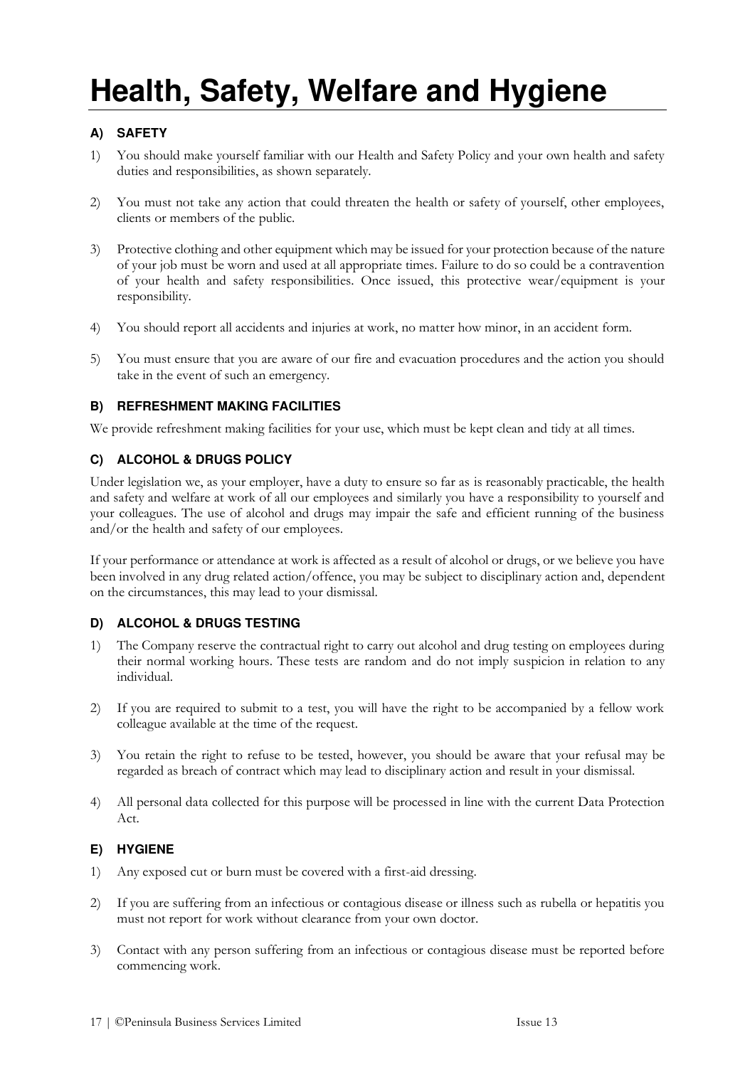# Health, Safety, Welfare and Hygiene

### A) SAFETY

1) You should make yourself familiar with our Health and Safety Policy and your own health and safety duties and responsibilities, as shown separately.

2) You must not take any action that could threaten the health or safety of yourself, other employees, clients or members of the public.

3) Protective clothing and other equipment which may be issued for your protection because of the nature of your job must be worn and used at all appropriate times. Failure to do so could be a contravention of your health and safety responsibilities. Once issued, this protective wear/equipment is your responsibility.

4) You should report all accidents and injuries at work, no matter how minor, in an accident form.

5) You must ensure that you are aware of our fire and evacuation procedures and the action you should take in the event of such an emergency.

### B) REFRESHMENT MAKING FACILITIES

We provide refreshment making facilities for your use, which must be kept clean and tidy at all times.

### C) ALCOHOL & DRUGS POLICY

Under legislation we, as your employer, have a duty to ensure so far as is reasonably practicable, the health and safety and welfare at work of all our employees and similarly you have a responsibility to yourself and your colleagues. The use of alcohol and drugs may impair the safe and efficient running of the business and/or the health and safety of our employees.

If your performance or attendance at work is affected as a result of alcohol or drugs, or we believe you have been involved in any drug related action/offence, you may be subject to disciplinary action and, dependent on the circumstances, this may lead to your dismissal.

### D) ALCOHOL & DRUGS TESTING

1) The Company reserve the contractual right to carry out alcohol and drug testing on employees during their normal working hours. These tests are random and do not imply suspicion in relation to any individual.

2) If you are required to submit to a test, you will have the right to be accompanied by a fellow work colleague available at the time of the request.

3) You retain the right to refuse to be tested, however, you should be aware that your refusal may be regarded as breach of contract which may lead to disciplinary action and result in your dismissal.

4) All personal data collected for this purpose will be processed in line with the current Data Protection Act.

### E) HYGIENE

1) Any exposed cut or burn must be covered with a first-aid dressing.

2) If you are suffering from an infectious or contagious disease or illness such as rubella or hepatitis you must not report for work without clearance from your own doctor.

3) Contact with any person suffering from an infectious or contagious disease must be reported before commencing work.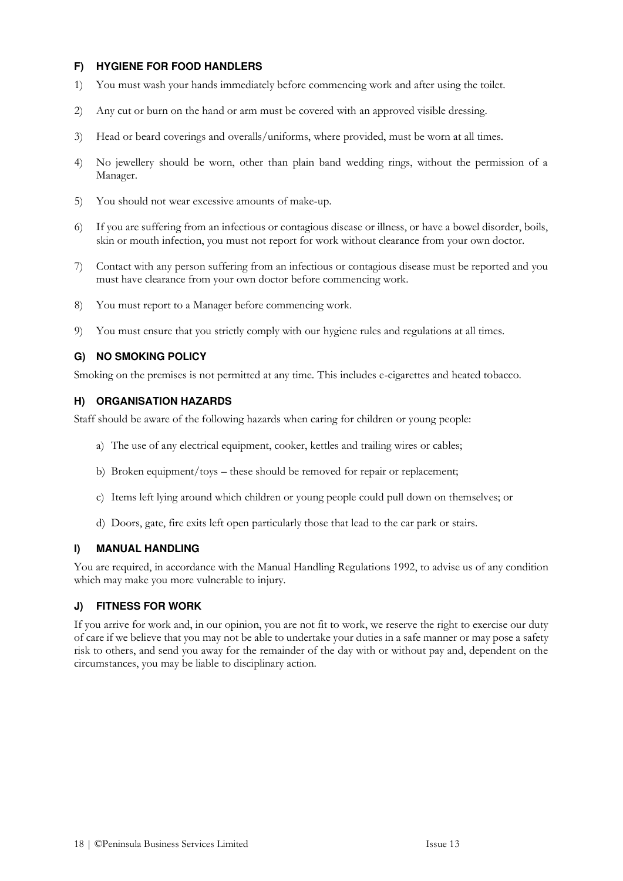### F) HYGIENE FOR FOOD HANDLERS

1) You must wash your hands immediately before commencing work and after using the toilet.

2) Any cut or burn on the hand or arm must be covered with an approved visible dressing.

3) Head or beard coverings and overalls/uniforms, where provided, must be worn at all times.

4) No jewellery should be worn, other than plain band wedding rings, without the permission of a Manager.

5) You should not wear excessive amounts of make-up.

6) If you are suffering from an infectious or contagious disease or illness, or have a bowel disorder, boils, skin or mouth infection, you must not report for work without clearance from your own doctor.

7) Contact with any person suffering from an infectious or contagious disease must be reported and you must have clearance from your own doctor before commencing work.

8) You must report to a Manager before commencing work.

9) You must ensure that you strictly comply with our hygiene rules and regulations at all times.

### G) NO SMOKING POLICY

Smoking on the premises is not permitted at any time. This includes e-cigarettes and heated tobacco.

### H) ORGANISATION HAZARDS

Staff should be aware of the following hazards when caring for children or young people:

a) The use of any electrical equipment, cooker, kettles and trailing wires or cables;

b) Broken equipment/toys – these should be removed for repair or replacement;

c) Items left lying around which children or young people could pull down on themselves; or

d) Doors, gate, fire exits left open particularly those that lead to the car park or stairs.

### I) MANUAL HANDLING

You are required, in accordance with the Manual Handling Regulations 1992, to advise us of any condition which may make you more vulnerable to injury.

### J) FITNESS FOR WORK

If you arrive for work and, in our opinion, you are not fit to work, we reserve the right to exercise our duty of care if we believe that you may not be able to undertake your duties in a safe manner or may pose a safety risk to others, and send you away for the remainder of the day with or without pay and, dependent on the circumstances, you may be liable to disciplinary action.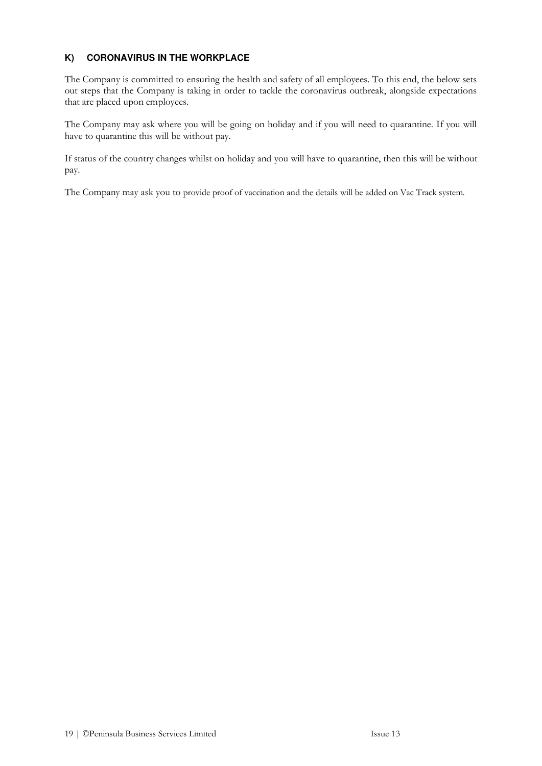## K) CORONAVIRUS IN THE WORKPLACE

The Company is committed to ensuring the health and safety of all employees. To this end, the below sets out steps that the Company is taking in order to tackle the coronavirus outbreak, alongside expectations that are placed upon employees.

The Company may ask where you will be going on holiday and if you will need to quarantine. If you will have to quarantine this will be without pay.

If status of the country changes whilst on holiday and you will have to quarantine, then this will be without pay.

The Company may ask you to provide proof of vaccination and the details will be added on Vac Track system.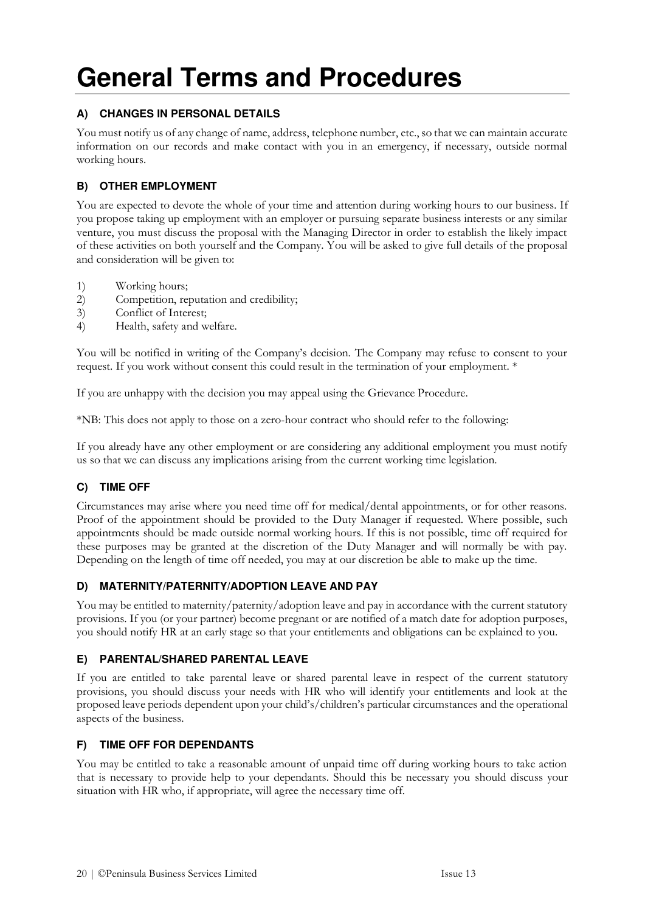# General Terms and Procedures

### A) CHANGES IN PERSONAL DETAILS

You must notify us of any change of name, address, telephone number, etc., so that we can maintain accurate information on our records and make contact with you in an emergency, if necessary, outside normal working hours.

### B) OTHER EMPLOYMENT

You are expected to devote the whole of your time and attention during working hours to our business. If you propose taking up employment with an employer or pursuing separate business interests or any similar venture, you must discuss the proposal with the Managing Director in order to establish the likely impact of these activities on both yourself and the Company. You will be asked to give full details of the proposal and consideration will be given to:

1) Working hours;
2) Competition, reputation and credibility;
3) Conflict of Interest;
4) Health, safety and welfare.

You will be notified in writing of the Company's decision. The Company may refuse to consent to your request. If you work without consent this could result in the termination of your employment. *

If you are unhappy with the decision you may appeal using the Grievance Procedure.

*NB: This does not apply to those on a zero-hour contract who should refer to the following:

If you already have any other employment or are considering any additional employment you must notify us so that we can discuss any implications arising from the current working time legislation.

### C) TIME OFF

Circumstances may arise where you need time off for medical/dental appointments, or for other reasons. Proof of the appointment should be provided to the Duty Manager if requested. Where possible, such appointments should be made outside normal working hours. If this is not possible, time off required for these purposes may be granted at the discretion of the Duty Manager and will normally be with pay. Depending on the length of time off needed, you may at our discretion be able to make up the time.

### D) MATERNITY/PATERNITY/ADOPTION LEAVE AND PAY

You may be entitled to maternity/paternity/adoption leave and pay in accordance with the current statutory provisions. If you (or your partner) become pregnant or are notified of a match date for adoption purposes, you should notify HR at an early stage so that your entitlements and obligations can be explained to you.

### E) PARENTAL/SHARED PARENTAL LEAVE

If you are entitled to take parental leave or shared parental leave in respect of the current statutory provisions, you should discuss your needs with HR who will identify your entitlements and look at the proposed leave periods dependent upon your child's/children's particular circumstances and the operational aspects of the business.

### F) TIME OFF FOR DEPENDANTS

You may be entitled to take a reasonable amount of unpaid time off during working hours to take action that is necessary to provide help to your dependants. Should this be necessary you should discuss your situation with HR who, if appropriate, will agree the necessary time off.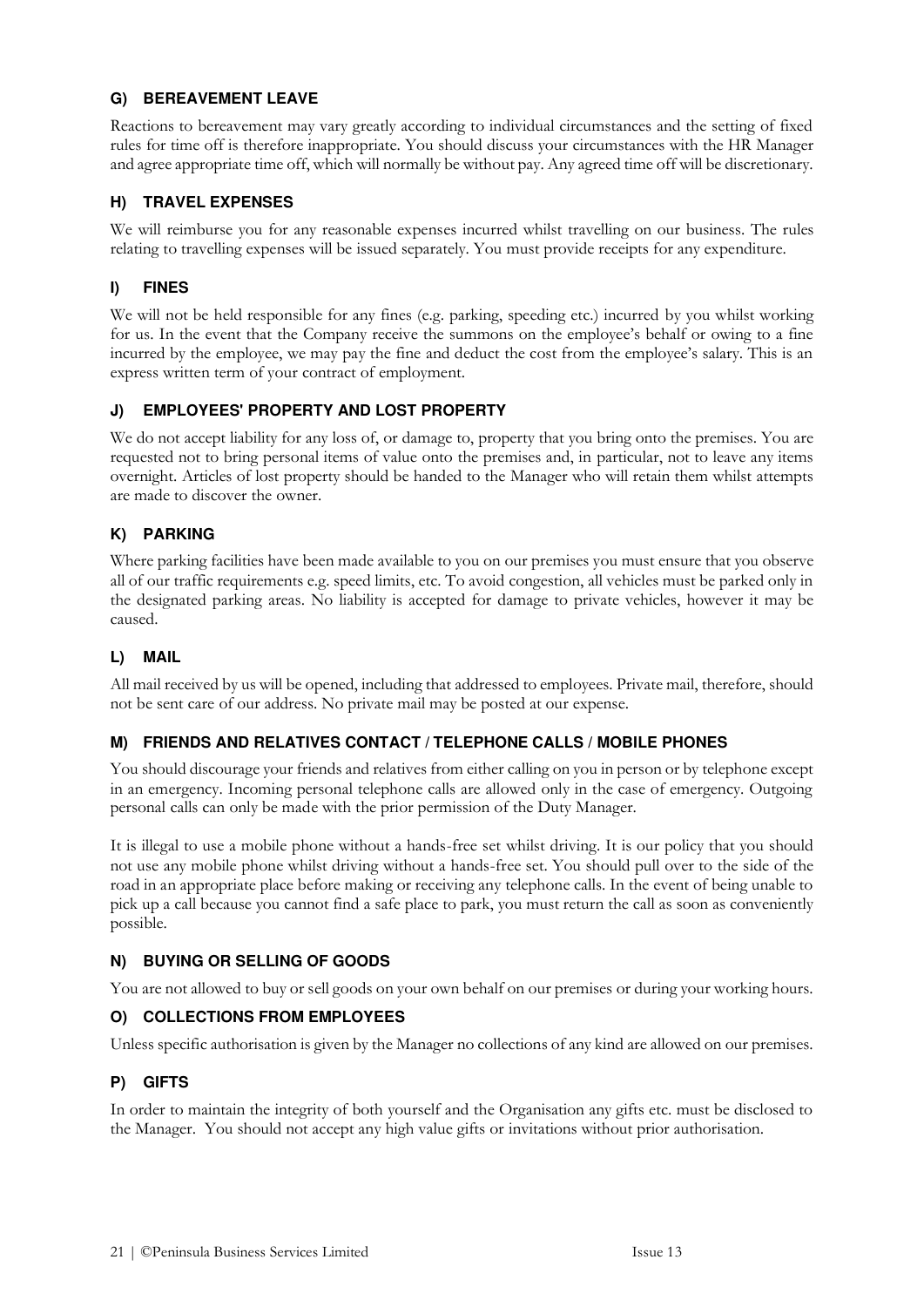### G) BEREAVEMENT LEAVE

Reactions to bereavement may vary greatly according to individual circumstances and the setting of fixed rules for time off is therefore inappropriate. You should discuss your circumstances with the HR Manager and agree appropriate time off, which will normally be without pay. Any agreed time off will be discretionary.

### H) TRAVEL EXPENSES

We will reimburse you for any reasonable expenses incurred whilst travelling on our business. The rules relating to travelling expenses will be issued separately. You must provide receipts for any expenditure.

### I) FINES

We will not be held responsible for any fines (e.g. parking, speeding etc.) incurred by you whilst working for us. In the event that the Company receive the summons on the employee's behalf or owing to a fine incurred by the employee, we may pay the fine and deduct the cost from the employee's salary. This is an express written term of your contract of employment.

### J) EMPLOYEES' PROPERTY AND LOST PROPERTY

We do not accept liability for any loss of, or damage to, property that you bring onto the premises. You are requested not to bring personal items of value onto the premises and, in particular, not to leave any items overnight. Articles of lost property should be handed to the Manager who will retain them whilst attempts are made to discover the owner.

### K) PARKING

Where parking facilities have been made available to you on our premises you must ensure that you observe all of our traffic requirements e.g. speed limits, etc. To avoid congestion, all vehicles must be parked only in the designated parking areas. No liability is accepted for damage to private vehicles, however it may be caused.

### L) MAIL

All mail received by us will be opened, including that addressed to employees. Private mail, therefore, should not be sent care of our address. No private mail may be posted at our expense.

### M) FRIENDS AND RELATIVES CONTACT / TELEPHONE CALLS / MOBILE PHONES

You should discourage your friends and relatives from either calling on you in person or by telephone except in an emergency. Incoming personal telephone calls are allowed only in the case of emergency. Outgoing personal calls can only be made with the prior permission of the Duty Manager.

It is illegal to use a mobile phone without a hands-free set whilst driving. It is our policy that you should not use any mobile phone whilst driving without a hands-free set. You should pull over to the side of the road in an appropriate place before making or receiving any telephone calls. In the event of being unable to pick up a call because you cannot find a safe place to park, you must return the call as soon as conveniently possible.

### N) BUYING OR SELLING OF GOODS

You are not allowed to buy or sell goods on your own behalf on our premises or during your working hours.

### O) COLLECTIONS FROM EMPLOYEES

Unless specific authorisation is given by the Manager no collections of any kind are allowed on our premises.

### P) GIFTS

In order to maintain the integrity of both yourself and the Organisation any gifts etc. must be disclosed to the Manager. You should not accept any high value gifts or invitations without prior authorisation.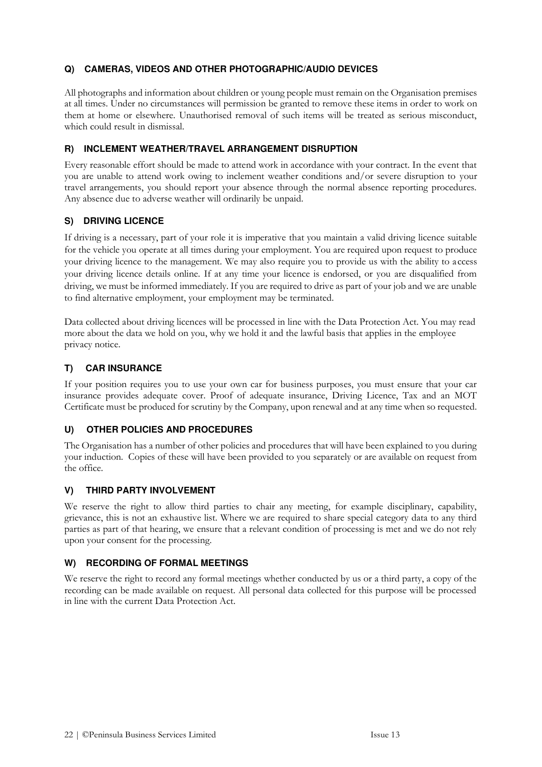### Q) CAMERAS, VIDEOS AND OTHER PHOTOGRAPHIC/AUDIO DEVICES

All photographs and information about children or young people must remain on the Organisation premises at all times. Under no circumstances will permission be granted to remove these items in order to work on them at home or elsewhere. Unauthorised removal of such items will be treated as serious misconduct, which could result in dismissal.

### R) INCLEMENT WEATHER/TRAVEL ARRANGEMENT DISRUPTION

Every reasonable effort should be made to attend work in accordance with your contract. In the event that you are unable to attend work owing to inclement weather conditions and/or severe disruption to your travel arrangements, you should report your absence through the normal absence reporting procedures. Any absence due to adverse weather will ordinarily be unpaid.

### S) DRIVING LICENCE

If driving is a necessary, part of your role it is imperative that you maintain a valid driving licence suitable for the vehicle you operate at all times during your employment. You are required upon request to produce your driving licence to the management. We may also require you to provide us with the ability to access your driving licence details online. If at any time your licence is endorsed, or you are disqualified from driving, we must be informed immediately. If you are required to drive as part of your job and we are unable to find alternative employment, your employment may be terminated.

Data collected about driving licences will be processed in line with the Data Protection Act. You may read more about the data we hold on you, why we hold it and the lawful basis that applies in the employee privacy notice.

### T) CAR INSURANCE

If your position requires you to use your own car for business purposes, you must ensure that your car insurance provides adequate cover. Proof of adequate insurance, Driving Licence, Tax and an MOT Certificate must be produced for scrutiny by the Company, upon renewal and at any time when so requested.

### U) OTHER POLICIES AND PROCEDURES

The Organisation has a number of other policies and procedures that will have been explained to you during your induction. Copies of these will have been provided to you separately or are available on request from the office.

### V) THIRD PARTY INVOLVEMENT

We reserve the right to allow third parties to chair any meeting, for example disciplinary, capability, grievance, this is not an exhaustive list. Where we are required to share special category data to any third parties as part of that hearing, we ensure that a relevant condition of processing is met and we do not rely upon your consent for the processing.

### W) RECORDING OF FORMAL MEETINGS

We reserve the right to record any formal meetings whether conducted by us or a third party, a copy of the recording can be made available on request. All personal data collected for this purpose will be processed in line with the current Data Protection Act.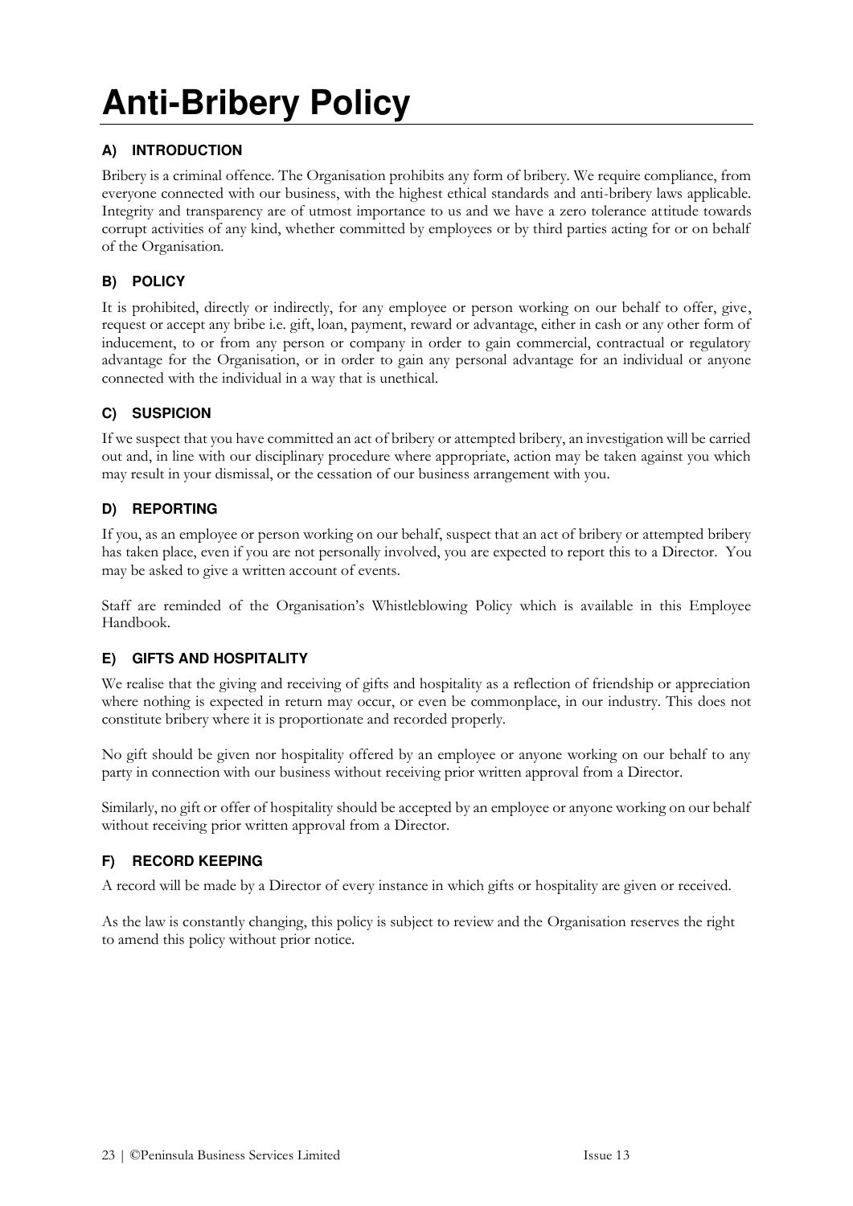# Anti-Bribery Policy

### A) INTRODUCTION

Bribery is a criminal offence. The Organisation prohibits any form of bribery. We require compliance, from everyone connected with our business, with the highest ethical standards and anti-bribery laws applicable. Integrity and transparency are of utmost importance to us and we have a zero tolerance attitude towards corrupt activities of any kind, whether committed by employees or by third parties acting for or on behalf of the Organisation.

### B) POLICY

It is prohibited, directly or indirectly, for any employee or person working on our behalf to offer, give, request or accept any bribe i.e. gift, loan, payment, reward or advantage, either in cash or any other form of inducement, to or from any person or company in order to gain commercial, contractual or regulatory advantage for the Organisation, or in order to gain any personal advantage for an individual or anyone connected with the individual in a way that is unethical.

### C) SUSPICION

If we suspect that you have committed an act of bribery or attempted bribery, an investigation will be carried out and, in line with our disciplinary procedure where appropriate, action may be taken against you which may result in your dismissal, or the cessation of our business arrangement with you.

### D) REPORTING

If you, as an employee or person working on our behalf, suspect that an act of bribery or attempted bribery has taken place, even if you are not personally involved, you are expected to report this to a Director. You may be asked to give a written account of events.

Staff are reminded of the Organisation's Whistleblowing Policy which is available in this Employee Handbook.

### E) GIFTS AND HOSPITALITY

We realise that the giving and receiving of gifts and hospitality as a reflection of friendship or appreciation where nothing is expected in return may occur, or even be commonplace, in our industry. This does not constitute bribery where it is proportionate and recorded properly.

No gift should be given nor hospitality offered by an employee or anyone working on our behalf to any party in connection with our business without receiving prior written approval from a Director.

Similarly, no gift or offer of hospitality should be accepted by an employee or anyone working on our behalf without receiving prior written approval from a Director.

### F) RECORD KEEPING

A record will be made by a Director of every instance in which gifts or hospitality are given or received.

As the law is constantly changing, this policy is subject to review and the Organisation reserves the right to amend this policy without prior notice.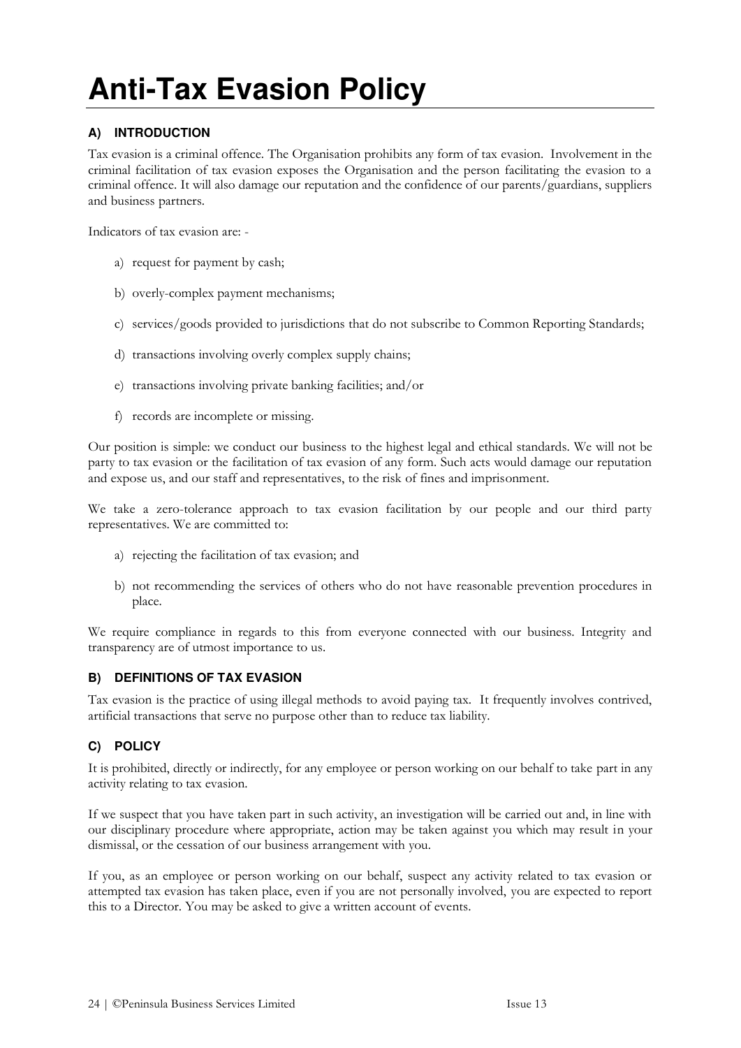# Anti-Tax Evasion Policy

## A) INTRODUCTION

Tax evasion is a criminal offence. The Organisation prohibits any form of tax evasion. Involvement in the criminal facilitation of tax evasion exposes the Organisation and the person facilitating the evasion to a criminal offence. It will also damage our reputation and the confidence of our parents/guardians, suppliers and business partners.

Indicators of tax evasion are: -

a) request for payment by cash;

b) overly-complex payment mechanisms;

c) services/goods provided to jurisdictions that do not subscribe to Common Reporting Standards;

d) transactions involving overly complex supply chains;

e) transactions involving private banking facilities; and/or

f) records are incomplete or missing.

Our position is simple: we conduct our business to the highest legal and ethical standards. We will not be party to tax evasion or the facilitation of tax evasion of any form. Such acts would damage our reputation and expose us, and our staff and representatives, to the risk of fines and imprisonment.

We take a zero-tolerance approach to tax evasion facilitation by our people and our third party representatives. We are committed to:

a) rejecting the facilitation of tax evasion; and

b) not recommending the services of others who do not have reasonable prevention procedures in place.

We require compliance in regards to this from everyone connected with our business. Integrity and transparency are of utmost importance to us.

## B) DEFINITIONS OF TAX EVASION

Tax evasion is the practice of using illegal methods to avoid paying tax. It frequently involves contrived, artificial transactions that serve no purpose other than to reduce tax liability.

## C) POLICY

It is prohibited, directly or indirectly, for any employee or person working on our behalf to take part in any activity relating to tax evasion.

If we suspect that you have taken part in such activity, an investigation will be carried out and, in line with our disciplinary procedure where appropriate, action may be taken against you which may result in your dismissal, or the cessation of our business arrangement with you.

If you, as an employee or person working on our behalf, suspect any activity related to tax evasion or attempted tax evasion has taken place, even if you are not personally involved, you are expected to report this to a Director. You may be asked to give a written account of events.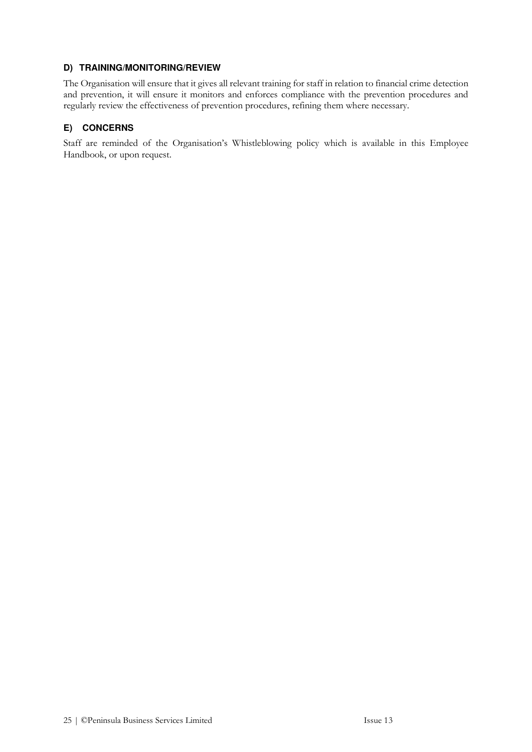### D) TRAINING/MONITORING/REVIEW

The Organisation will ensure that it gives all relevant training for staff in relation to financial crime detection and prevention, it will ensure it monitors and enforces compliance with the prevention procedures and regularly review the effectiveness of prevention procedures, refining them where necessary.

### E) CONCERNS

Staff are reminded of the Organisation's Whistleblowing policy which is available in this Employee Handbook, or upon request.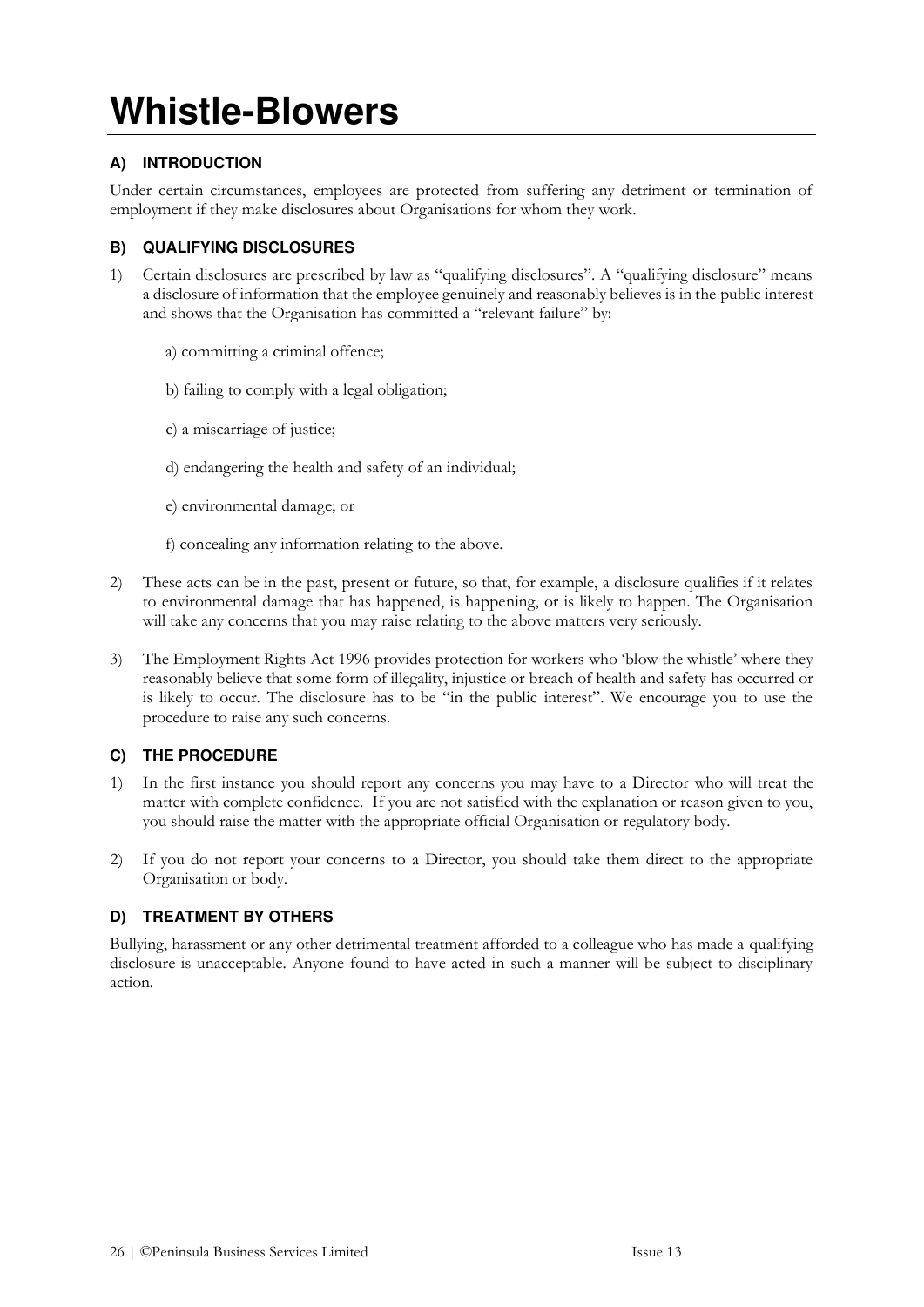# Whistle-Blowers

### A) INTRODUCTION

Under certain circumstances, employees are protected from suffering any detriment or termination of employment if they make disclosures about Organisations for whom they work.

### B) QUALIFYING DISCLOSURES

1) Certain disclosures are prescribed by law as "qualifying disclosures". A "qualifying disclosure" means a disclosure of information that the employee genuinely and reasonably believes is in the public interest and shows that the Organisation has committed a "relevant failure" by:

   a) committing a criminal offence;

   b) failing to comply with a legal obligation;

   c) a miscarriage of justice;

   d) endangering the health and safety of an individual;

   e) environmental damage; or

   f) concealing any information relating to the above.

2) These acts can be in the past, present or future, so that, for example, a disclosure qualifies if it relates to environmental damage that has happened, is happening, or is likely to happen. The Organisation will take any concerns that you may raise relating to the above matters very seriously.

3) The Employment Rights Act 1996 provides protection for workers who 'blow the whistle' where they reasonably believe that some form of illegality, injustice or breach of health and safety has occurred or is likely to occur. The disclosure has to be "in the public interest". We encourage you to use the procedure to raise any such concerns.

### C) THE PROCEDURE

1) In the first instance you should report any concerns you may have to a Director who will treat the matter with complete confidence. If you are not satisfied with the explanation or reason given to you, you should raise the matter with the appropriate official Organisation or regulatory body.

2) If you do not report your concerns to a Director, you should take them direct to the appropriate Organisation or body.

### D) TREATMENT BY OTHERS

Bullying, harassment or any other detrimental treatment afforded to a colleague who has made a qualifying disclosure is unacceptable. Anyone found to have acted in such a manner will be subject to disciplinary action.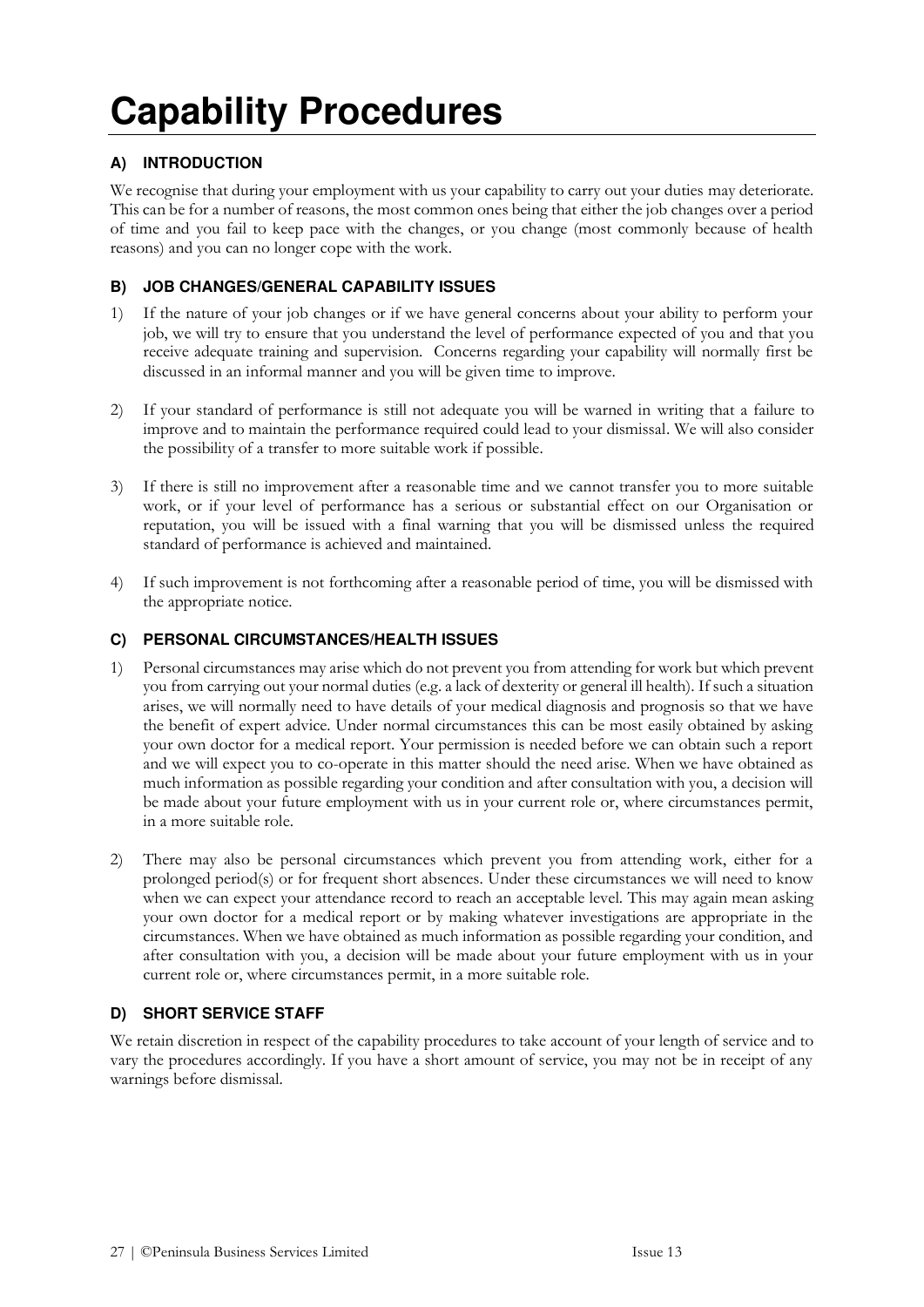# Capability Procedures

### A) INTRODUCTION

We recognise that during your employment with us your capability to carry out your duties may deteriorate. This can be for a number of reasons, the most common ones being that either the job changes over a period of time and you fail to keep pace with the changes, or you change (most commonly because of health reasons) and you can no longer cope with the work.

### B) JOB CHANGES/GENERAL CAPABILITY ISSUES

1) If the nature of your job changes or if we have general concerns about your ability to perform your job, we will try to ensure that you understand the level of performance expected of you and that you receive adequate training and supervision. Concerns regarding your capability will normally first be discussed in an informal manner and you will be given time to improve.

2) If your standard of performance is still not adequate you will be warned in writing that a failure to improve and to maintain the performance required could lead to your dismissal. We will also consider the possibility of a transfer to more suitable work if possible.

3) If there is still no improvement after a reasonable time and we cannot transfer you to more suitable work, or if your level of performance has a serious or substantial effect on our Organisation or reputation, you will be issued with a final warning that you will be dismissed unless the required standard of performance is achieved and maintained.

4) If such improvement is not forthcoming after a reasonable period of time, you will be dismissed with the appropriate notice.

### C) PERSONAL CIRCUMSTANCES/HEALTH ISSUES

1) Personal circumstances may arise which do not prevent you from attending for work but which prevent you from carrying out your normal duties (e.g. a lack of dexterity or general ill health). If such a situation arises, we will normally need to have details of your medical diagnosis and prognosis so that we have the benefit of expert advice. Under normal circumstances this can be most easily obtained by asking your own doctor for a medical report. Your permission is needed before we can obtain such a report and we will expect you to co-operate in this matter should the need arise. When we have obtained as much information as possible regarding your condition and after consultation with you, a decision will be made about your future employment with us in your current role or, where circumstances permit, in a more suitable role.

2) There may also be personal circumstances which prevent you from attending work, either for a prolonged period(s) or for frequent short absences. Under these circumstances we will need to know when we can expect your attendance record to reach an acceptable level. This may again mean asking your own doctor for a medical report or by making whatever investigations are appropriate in the circumstances. When we have obtained as much information as possible regarding your condition, and after consultation with you, a decision will be made about your future employment with us in your current role or, where circumstances permit, in a more suitable role.

### D) SHORT SERVICE STAFF

We retain discretion in respect of the capability procedures to take account of your length of service and to vary the procedures accordingly. If you have a short amount of service, you may not be in receipt of any warnings before dismissal.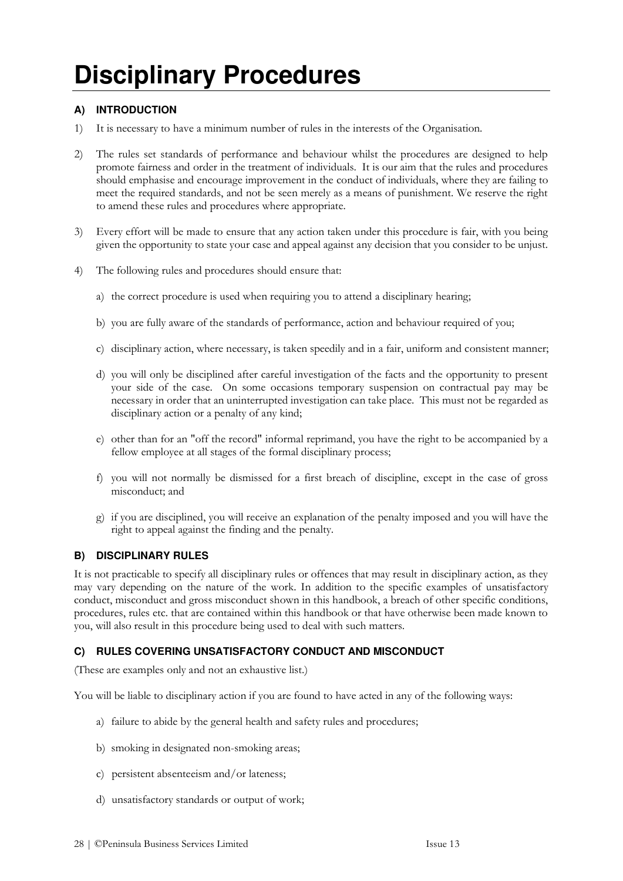# Disciplinary Procedures

### A) INTRODUCTION

1) It is necessary to have a minimum number of rules in the interests of the Organisation.

2) The rules set standards of performance and behaviour whilst the procedures are designed to help promote fairness and order in the treatment of individuals. It is our aim that the rules and procedures should emphasise and encourage improvement in the conduct of individuals, where they are failing to meet the required standards, and not be seen merely as a means of punishment. We reserve the right to amend these rules and procedures where appropriate.

3) Every effort will be made to ensure that any action taken under this procedure is fair, with you being given the opportunity to state your case and appeal against any decision that you consider to be unjust.

4) The following rules and procedures should ensure that:

   a) the correct procedure is used when requiring you to attend a disciplinary hearing;

   b) you are fully aware of the standards of performance, action and behaviour required of you;

   c) disciplinary action, where necessary, is taken speedily and in a fair, uniform and consistent manner;

   d) you will only be disciplined after careful investigation of the facts and the opportunity to present your side of the case. On some occasions temporary suspension on contractual pay may be necessary in order that an uninterrupted investigation can take place. This must not be regarded as disciplinary action or a penalty of any kind;

   e) other than for an "off the record" informal reprimand, you have the right to be accompanied by a fellow employee at all stages of the formal disciplinary process;

   f) you will not normally be dismissed for a first breach of discipline, except in the case of gross misconduct; and

   g) if you are disciplined, you will receive an explanation of the penalty imposed and you will have the right to appeal against the finding and the penalty.

### B) DISCIPLINARY RULES

It is not practicable to specify all disciplinary rules or offences that may result in disciplinary action, as they may vary depending on the nature of the work. In addition to the specific examples of unsatisfactory conduct, misconduct and gross misconduct shown in this handbook, a breach of other specific conditions, procedures, rules etc. that are contained within this handbook or that have otherwise been made known to you, will also result in this procedure being used to deal with such matters.

### C) RULES COVERING UNSATISFACTORY CONDUCT AND MISCONDUCT

(These are examples only and not an exhaustive list.)

You will be liable to disciplinary action if you are found to have acted in any of the following ways:

a) failure to abide by the general health and safety rules and procedures;

b) smoking in designated non-smoking areas;

c) persistent absenteeism and/or lateness;

d) unsatisfactory standards or output of work;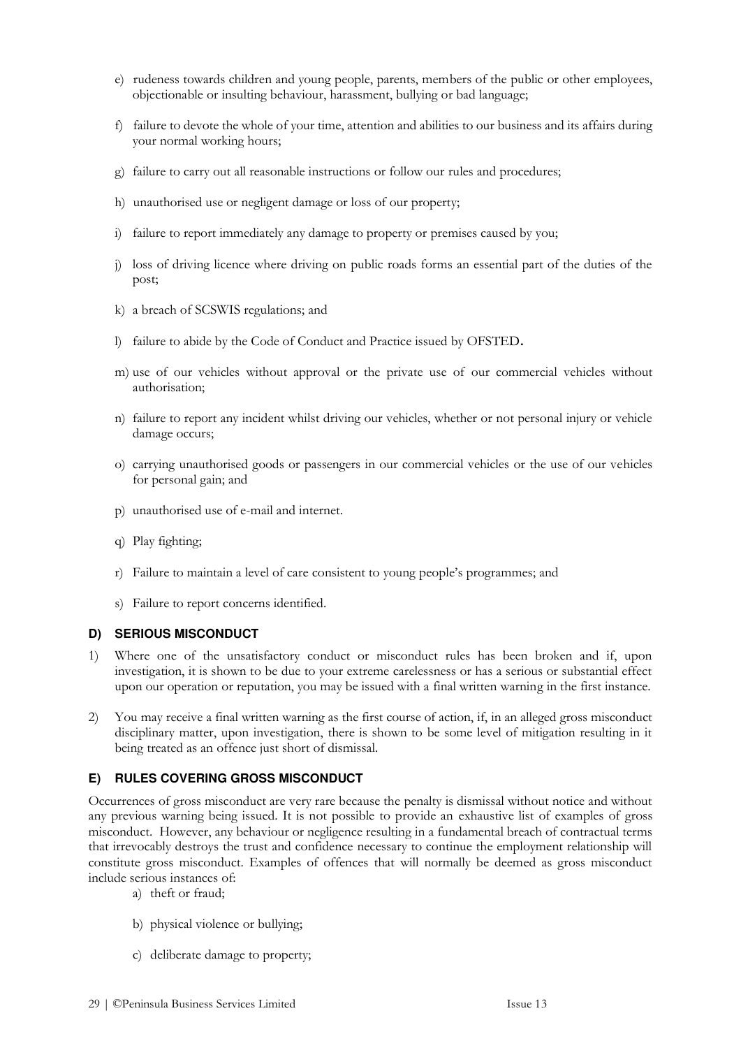e) rudeness towards children and young people, parents, members of the public or other employees, objectionable or insulting behaviour, harassment, bullying or bad language;

f) failure to devote the whole of your time, attention and abilities to our business and its affairs during your normal working hours;

g) failure to carry out all reasonable instructions or follow our rules and procedures;

h) unauthorised use or negligent damage or loss of our property;

i) failure to report immediately any damage to property or premises caused by you;

j) loss of driving licence where driving on public roads forms an essential part of the duties of the post;

k) a breach of SCSWIS regulations; and

l) failure to abide by the Code of Conduct and Practice issued by OFSTED.

m) use of our vehicles without approval or the private use of our commercial vehicles without authorisation;

n) failure to report any incident whilst driving our vehicles, whether or not personal injury or vehicle damage occurs;

o) carrying unauthorised goods or passengers in our commercial vehicles or the use of our vehicles for personal gain; and

p) unauthorised use of e-mail and internet.

q) Play fighting;

r) Failure to maintain a level of care consistent to young people's programmes; and

s) Failure to report concerns identified.

### D) SERIOUS MISCONDUCT

1) Where one of the unsatisfactory conduct or misconduct rules has been broken and if, upon investigation, it is shown to be due to your extreme carelessness or has a serious or substantial effect upon our operation or reputation, you may be issued with a final written warning in the first instance.

2) You may receive a final written warning as the first course of action, if, in an alleged gross misconduct disciplinary matter, upon investigation, there is shown to be some level of mitigation resulting in it being treated as an offence just short of dismissal.

### E) RULES COVERING GROSS MISCONDUCT

Occurrences of gross misconduct are very rare because the penalty is dismissal without notice and without any previous warning being issued. It is not possible to provide an exhaustive list of examples of gross misconduct. However, any behaviour or negligence resulting in a fundamental breach of contractual terms that irrevocably destroys the trust and confidence necessary to continue the employment relationship will constitute gross misconduct. Examples of offences that will normally be deemed as gross misconduct include serious instances of:

a) theft or fraud;

b) physical violence or bullying;

c) deliberate damage to property;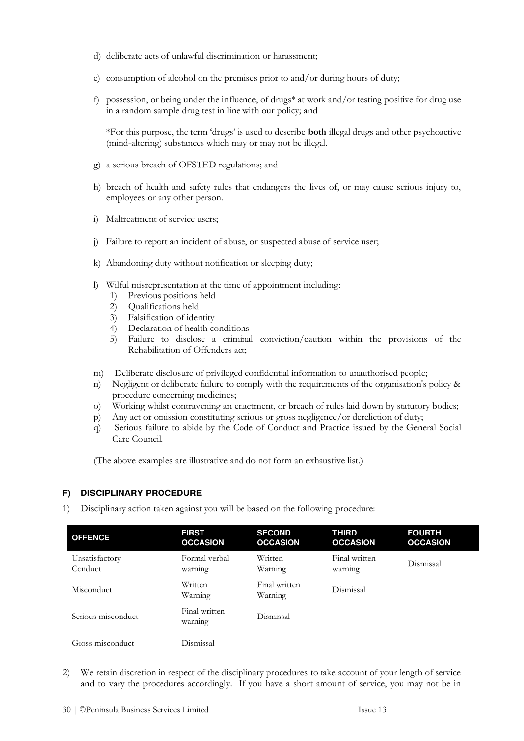d) deliberate acts of unlawful discrimination or harassment;

e) consumption of alcohol on the premises prior to and/or during hours of duty;

f) possession, or being under the influence, of drugs* at work and/or testing positive for drug use in a random sample drug test in line with our policy; and

*For this purpose, the term 'drugs' is used to describe **both** illegal drugs and other psychoactive (mind-altering) substances which may or may not be illegal.

g) a serious breach of OFSTED regulations; and

h) breach of health and safety rules that endangers the lives of, or may cause serious injury to, employees or any other person.

i) Maltreatment of service users;

j) Failure to report an incident of abuse, or suspected abuse of service user;

k) Abandoning duty without notification or sleeping duty;

l) Wilful misrepresentation at the time of appointment including:
   1) Previous positions held
   2) Qualifications held
   3) Falsification of identity
   4) Declaration of health conditions
   5) Failure to disclose a criminal conviction/caution within the provisions of the Rehabilitation of Offenders act;

m) Deliberate disclosure of privileged confidential information to unauthorised people;
n) Negligent or deliberate failure to comply with the requirements of the organisation's policy & procedure concerning medicines;
o) Working whilst contravening an enactment, or breach of rules laid down by statutory bodies;
p) Any act or omission constituting serious or gross negligence/or dereliction of duty;
q) Serious failure to abide by the Code of Conduct and Practice issued by the General Social Care Council.

(The above examples are illustrative and do not form an exhaustive list.)

## F) DISCIPLINARY PROCEDURE

1) Disciplinary action taken against you will be based on the following procedure:

| OFFENCE | FIRST OCCASION | SECOND OCCASION | THIRD OCCASION | FOURTH OCCASION |
|---|---|---|---|---|
| Unsatisfactory Conduct | Formal verbal warning | Written Warning | Final written warning | Dismissal |
| Misconduct | Written Warning | Final written Warning | Dismissal | |
| Serious misconduct | Final written warning | Dismissal | | |
| Gross misconduct | Dismissal | | | |

2) We retain discretion in respect of the disciplinary procedures to take account of your length of service and to vary the procedures accordingly. If you have a short amount of service, you may not be in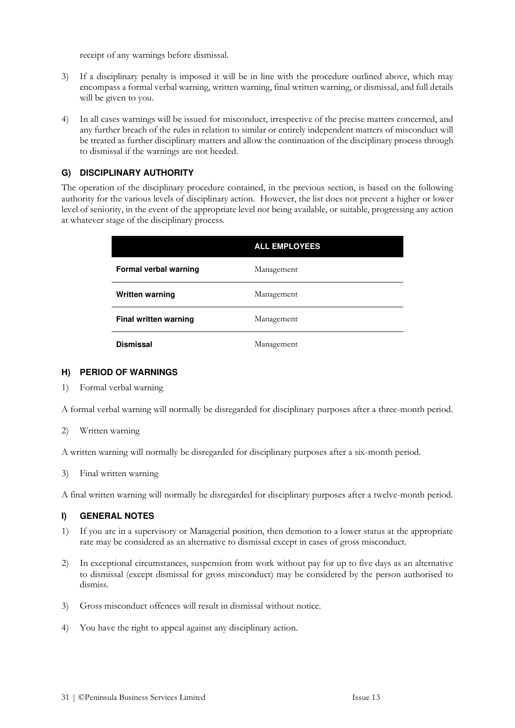receipt of any warnings before dismissal.

3) If a disciplinary penalty is imposed it will be in line with the procedure outlined above, which may encompass a formal verbal warning, written warning, final written warning, or dismissal, and full details will be given to you.

4) In all cases warnings will be issued for misconduct, irrespective of the precise matters concerned, and any further breach of the rules in relation to similar or entirely independent matters of misconduct will be treated as further disciplinary matters and allow the continuation of the disciplinary process through to dismissal if the warnings are not heeded.

## G) DISCIPLINARY AUTHORITY

The operation of the disciplinary procedure contained, in the previous section, is based on the following authority for the various levels of disciplinary action. However, the list does not prevent a higher or lower level of seniority, in the event of the appropriate level not being available, or suitable, progressing any action at whatever stage of the disciplinary process.

| | ALL EMPLOYEES |
|---|---|
| **Formal verbal warning** | Management |
| **Written warning** | Management |
| **Final written warning** | Management |
| **Dismissal** | Management |

## H) PERIOD OF WARNINGS

1) Formal verbal warning

A formal verbal warning will normally be disregarded for disciplinary purposes after a three-month period.

2) Written warning

A written warning will normally be disregarded for disciplinary purposes after a six-month period.

3) Final written warning

A final written warning will normally be disregarded for disciplinary purposes after a twelve-month period.

## I) GENERAL NOTES

1) If you are in a supervisory or Managerial position, then demotion to a lower status at the appropriate rate may be considered as an alternative to dismissal except in cases of gross misconduct.

2) In exceptional circumstances, suspension from work without pay for up to five days as an alternative to dismissal (except dismissal for gross misconduct) may be considered by the person authorised to dismiss.

3) Gross misconduct offences will result in dismissal without notice.

4) You have the right to appeal against any disciplinary action.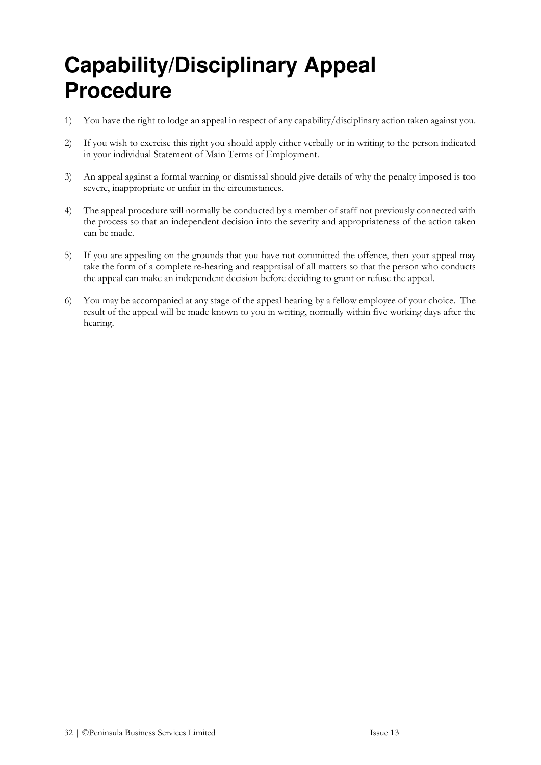# Capability/Disciplinary Appeal Procedure

1) You have the right to lodge an appeal in respect of any capability/disciplinary action taken against you.

2) If you wish to exercise this right you should apply either verbally or in writing to the person indicated in your individual Statement of Main Terms of Employment.

3) An appeal against a formal warning or dismissal should give details of why the penalty imposed is too severe, inappropriate or unfair in the circumstances.

4) The appeal procedure will normally be conducted by a member of staff not previously connected with the process so that an independent decision into the severity and appropriateness of the action taken can be made.

5) If you are appealing on the grounds that you have not committed the offence, then your appeal may take the form of a complete re-hearing and reappraisal of all matters so that the person who conducts the appeal can make an independent decision before deciding to grant or refuse the appeal.

6) You may be accompanied at any stage of the appeal hearing by a fellow employee of your choice. The result of the appeal will be made known to you in writing, normally within five working days after the hearing.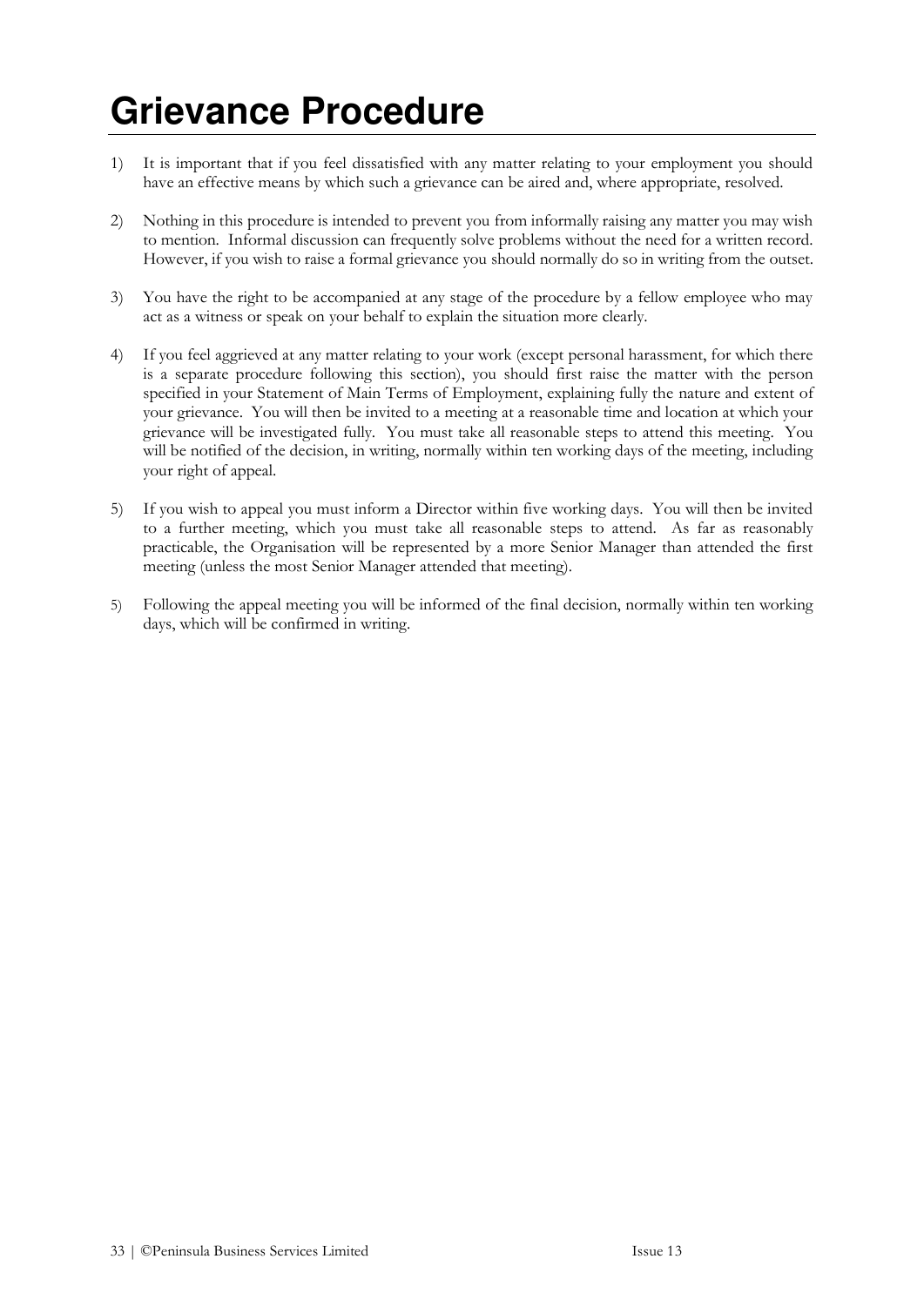# Grievance Procedure

1) It is important that if you feel dissatisfied with any matter relating to your employment you should have an effective means by which such a grievance can be aired and, where appropriate, resolved.

2) Nothing in this procedure is intended to prevent you from informally raising any matter you may wish to mention. Informal discussion can frequently solve problems without the need for a written record. However, if you wish to raise a formal grievance you should normally do so in writing from the outset.

3) You have the right to be accompanied at any stage of the procedure by a fellow employee who may act as a witness or speak on your behalf to explain the situation more clearly.

4) If you feel aggrieved at any matter relating to your work (except personal harassment, for which there is a separate procedure following this section), you should first raise the matter with the person specified in your Statement of Main Terms of Employment, explaining fully the nature and extent of your grievance. You will then be invited to a meeting at a reasonable time and location at which your grievance will be investigated fully. You must take all reasonable steps to attend this meeting. You will be notified of the decision, in writing, normally within ten working days of the meeting, including your right of appeal.

5) If you wish to appeal you must inform a Director within five working days. You will then be invited to a further meeting, which you must take all reasonable steps to attend. As far as reasonably practicable, the Organisation will be represented by a more Senior Manager than attended the first meeting (unless the most Senior Manager attended that meeting).

5) Following the appeal meeting you will be informed of the final decision, normally within ten working days, which will be confirmed in writing.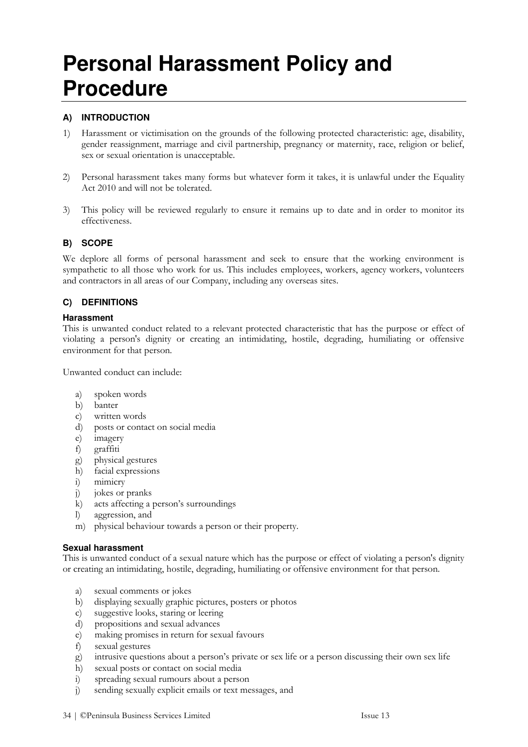# Personal Harassment Policy and Procedure

### A) INTRODUCTION

1) Harassment or victimisation on the grounds of the following protected characteristic: age, disability, gender reassignment, marriage and civil partnership, pregnancy or maternity, race, religion or belief, sex or sexual orientation is unacceptable.

2) Personal harassment takes many forms but whatever form it takes, it is unlawful under the Equality Act 2010 and will not be tolerated.

3) This policy will be reviewed regularly to ensure it remains up to date and in order to monitor its effectiveness.

### B) SCOPE

We deplore all forms of personal harassment and seek to ensure that the working environment is sympathetic to all those who work for us. This includes employees, workers, agency workers, volunteers and contractors in all areas of our Company, including any overseas sites.

### C) DEFINITIONS

#### Harassment

This is unwanted conduct related to a relevant protected characteristic that has the purpose or effect of violating a person's dignity or creating an intimidating, hostile, degrading, humiliating or offensive environment for that person.

Unwanted conduct can include:

a) spoken words
b) banter
c) written words
d) posts or contact on social media
e) imagery
f) graffiti
g) physical gestures
h) facial expressions
i) mimicry
j) jokes or pranks
k) acts affecting a person's surroundings
l) aggression, and
m) physical behaviour towards a person or their property.

#### Sexual harassment

This is unwanted conduct of a sexual nature which has the purpose or effect of violating a person's dignity or creating an intimidating, hostile, degrading, humiliating or offensive environment for that person.

a) sexual comments or jokes
b) displaying sexually graphic pictures, posters or photos
c) suggestive looks, staring or leering
d) propositions and sexual advances
e) making promises in return for sexual favours
f) sexual gestures
g) intrusive questions about a person's private or sex life or a person discussing their own sex life
h) sexual posts or contact on social media
i) spreading sexual rumours about a person
j) sending sexually explicit emails or text messages, and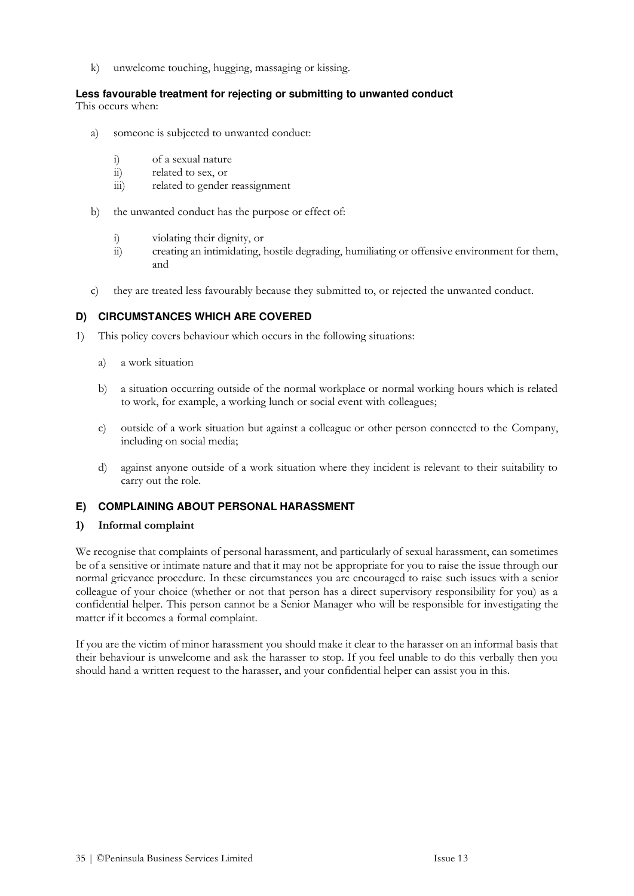k) unwelcome touching, hugging, massaging or kissing.

**Less favourable treatment for rejecting or submitting to unwanted conduct**
This occurs when:

a) someone is subjected to unwanted conduct:

   i) of a sexual nature
   ii) related to sex, or
   iii) related to gender reassignment

b) the unwanted conduct has the purpose or effect of:

   i) violating their dignity, or
   ii) creating an intimidating, hostile degrading, humiliating or offensive environment for them, and

c) they are treated less favourably because they submitted to, or rejected the unwanted conduct.

### D) CIRCUMSTANCES WHICH ARE COVERED

1) This policy covers behaviour which occurs in the following situations:

   a) a work situation

   b) a situation occurring outside of the normal workplace or normal working hours which is related to work, for example, a working lunch or social event with colleagues;

   c) outside of a work situation but against a colleague or other person connected to the Company, including on social media;

   d) against anyone outside of a work situation where they incident is relevant to their suitability to carry out the role.

### E) COMPLAINING ABOUT PERSONAL HARASSMENT

#### 1) Informal complaint

We recognise that complaints of personal harassment, and particularly of sexual harassment, can sometimes be of a sensitive or intimate nature and that it may not be appropriate for you to raise the issue through our normal grievance procedure. In these circumstances you are encouraged to raise such issues with a senior colleague of your choice (whether or not that person has a direct supervisory responsibility for you) as a confidential helper. This person cannot be a Senior Manager who will be responsible for investigating the matter if it becomes a formal complaint.

If you are the victim of minor harassment you should make it clear to the harasser on an informal basis that their behaviour is unwelcome and ask the harasser to stop. If you feel unable to do this verbally then you should hand a written request to the harasser, and your confidential helper can assist you in this.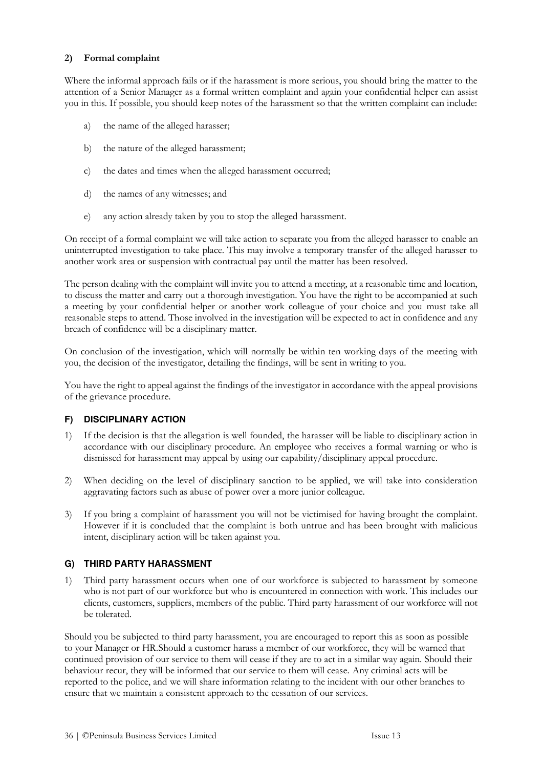**2) Formal complaint**

Where the informal approach fails or if the harassment is more serious, you should bring the matter to the attention of a Senior Manager as a formal written complaint and again your confidential helper can assist you in this. If possible, you should keep notes of the harassment so that the written complaint can include:

a) the name of the alleged harasser;

b) the nature of the alleged harassment;

c) the dates and times when the alleged harassment occurred;

d) the names of any witnesses; and

e) any action already taken by you to stop the alleged harassment.

On receipt of a formal complaint we will take action to separate you from the alleged harasser to enable an uninterrupted investigation to take place. This may involve a temporary transfer of the alleged harasser to another work area or suspension with contractual pay until the matter has been resolved.

The person dealing with the complaint will invite you to attend a meeting, at a reasonable time and location, to discuss the matter and carry out a thorough investigation. You have the right to be accompanied at such a meeting by your confidential helper or another work colleague of your choice and you must take all reasonable steps to attend. Those involved in the investigation will be expected to act in confidence and any breach of confidence will be a disciplinary matter.

On conclusion of the investigation, which will normally be within ten working days of the meeting with you, the decision of the investigator, detailing the findings, will be sent in writing to you.

You have the right to appeal against the findings of the investigator in accordance with the appeal provisions of the grievance procedure.

## F) DISCIPLINARY ACTION

1) If the decision is that the allegation is well founded, the harasser will be liable to disciplinary action in accordance with our disciplinary procedure. An employee who receives a formal warning or who is dismissed for harassment may appeal by using our capability/disciplinary appeal procedure.

2) When deciding on the level of disciplinary sanction to be applied, we will take into consideration aggravating factors such as abuse of power over a more junior colleague.

3) If you bring a complaint of harassment you will not be victimised for having brought the complaint. However if it is concluded that the complaint is both untrue and has been brought with malicious intent, disciplinary action will be taken against you.

## G) THIRD PARTY HARASSMENT

1) Third party harassment occurs when one of our workforce is subjected to harassment by someone who is not part of our workforce but who is encountered in connection with work. This includes our clients, customers, suppliers, members of the public. Third party harassment of our workforce will not be tolerated.

Should you be subjected to third party harassment, you are encouraged to report this as soon as possible to your Manager or HR.Should a customer harass a member of our workforce, they will be warned that continued provision of our service to them will cease if they are to act in a similar way again. Should their behaviour recur, they will be informed that our service to them will cease. Any criminal acts will be reported to the police, and we will share information relating to the incident with our other branches to ensure that we maintain a consistent approach to the cessation of our services.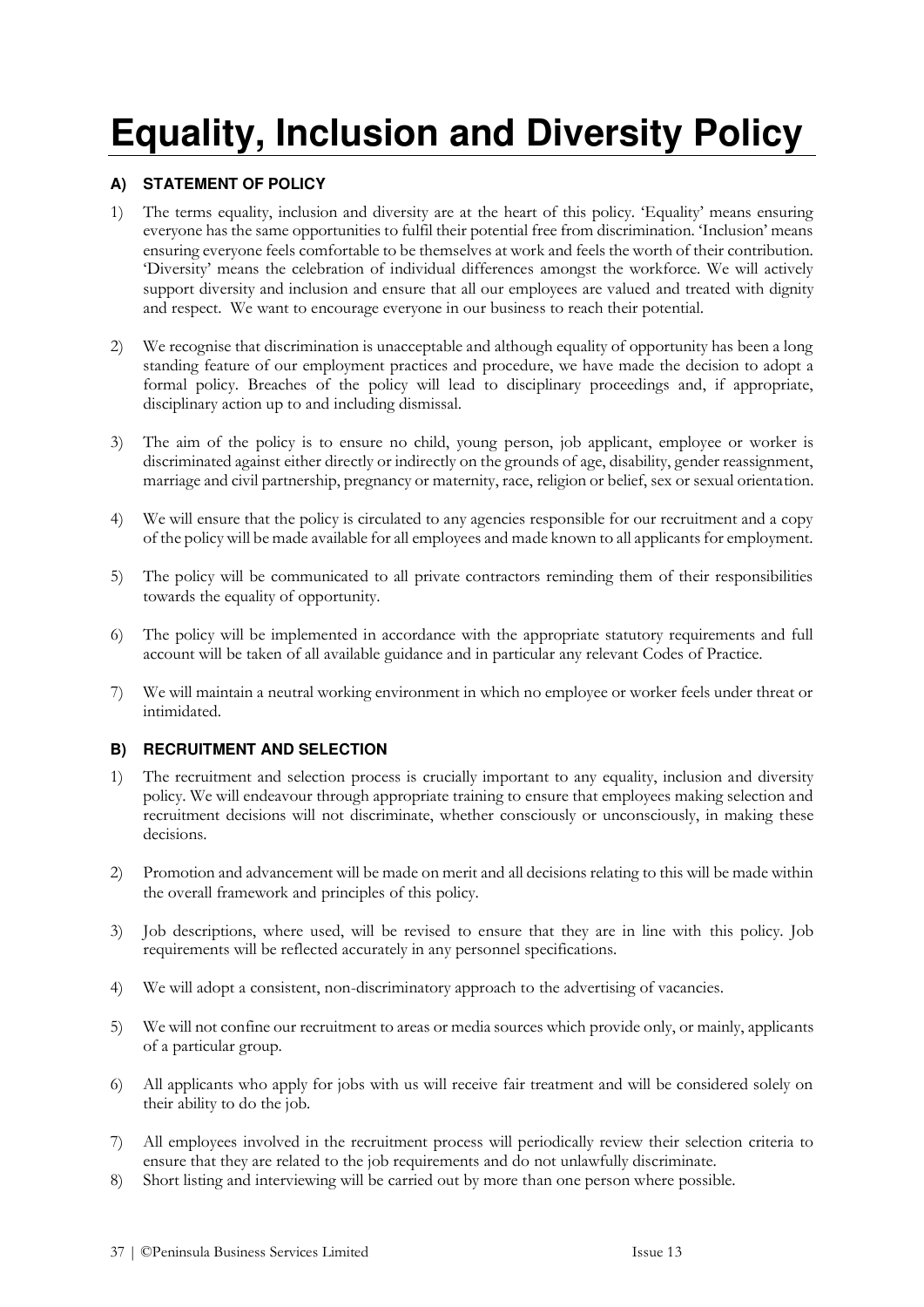# Equality, Inclusion and Diversity Policy

### A) STATEMENT OF POLICY

1) The terms equality, inclusion and diversity are at the heart of this policy. 'Equality' means ensuring everyone has the same opportunities to fulfil their potential free from discrimination. 'Inclusion' means ensuring everyone feels comfortable to be themselves at work and feels the worth of their contribution. 'Diversity' means the celebration of individual differences amongst the workforce. We will actively support diversity and inclusion and ensure that all our employees are valued and treated with dignity and respect. We want to encourage everyone in our business to reach their potential.

2) We recognise that discrimination is unacceptable and although equality of opportunity has been a long standing feature of our employment practices and procedure, we have made the decision to adopt a formal policy. Breaches of the policy will lead to disciplinary proceedings and, if appropriate, disciplinary action up to and including dismissal.

3) The aim of the policy is to ensure no child, young person, job applicant, employee or worker is discriminated against either directly or indirectly on the grounds of age, disability, gender reassignment, marriage and civil partnership, pregnancy or maternity, race, religion or belief, sex or sexual orientation.

4) We will ensure that the policy is circulated to any agencies responsible for our recruitment and a copy of the policy will be made available for all employees and made known to all applicants for employment.

5) The policy will be communicated to all private contractors reminding them of their responsibilities towards the equality of opportunity.

6) The policy will be implemented in accordance with the appropriate statutory requirements and full account will be taken of all available guidance and in particular any relevant Codes of Practice.

7) We will maintain a neutral working environment in which no employee or worker feels under threat or intimidated.

### B) RECRUITMENT AND SELECTION

1) The recruitment and selection process is crucially important to any equality, inclusion and diversity policy. We will endeavour through appropriate training to ensure that employees making selection and recruitment decisions will not discriminate, whether consciously or unconsciously, in making these decisions.

2) Promotion and advancement will be made on merit and all decisions relating to this will be made within the overall framework and principles of this policy.

3) Job descriptions, where used, will be revised to ensure that they are in line with this policy. Job requirements will be reflected accurately in any personnel specifications.

4) We will adopt a consistent, non-discriminatory approach to the advertising of vacancies.

5) We will not confine our recruitment to areas or media sources which provide only, or mainly, applicants of a particular group.

6) All applicants who apply for jobs with us will receive fair treatment and will be considered solely on their ability to do the job.

7) All employees involved in the recruitment process will periodically review their selection criteria to ensure that they are related to the job requirements and do not unlawfully discriminate.

8) Short listing and interviewing will be carried out by more than one person where possible.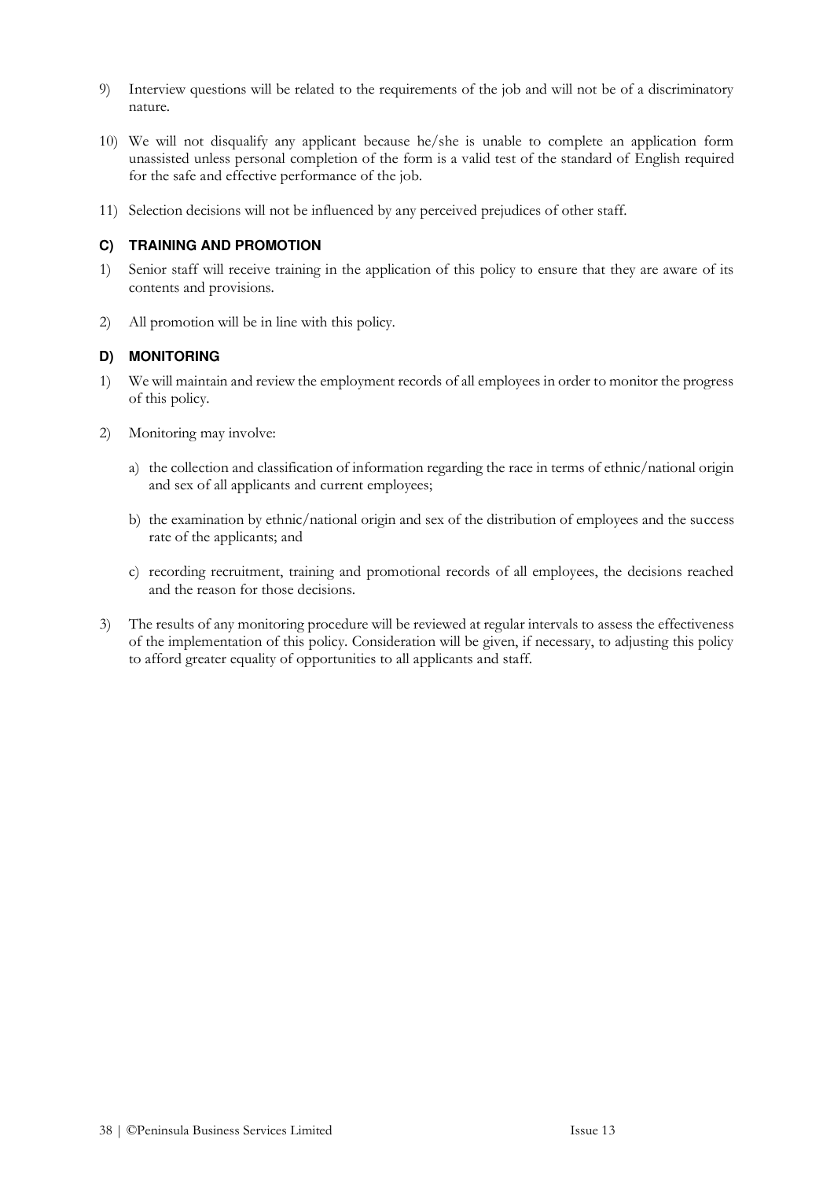9) Interview questions will be related to the requirements of the job and will not be of a discriminatory nature.

10) We will not disqualify any applicant because he/she is unable to complete an application form unassisted unless personal completion of the form is a valid test of the standard of English required for the safe and effective performance of the job.

11) Selection decisions will not be influenced by any perceived prejudices of other staff.

### C) TRAINING AND PROMOTION

1) Senior staff will receive training in the application of this policy to ensure that they are aware of its contents and provisions.

2) All promotion will be in line with this policy.

### D) MONITORING

1) We will maintain and review the employment records of all employees in order to monitor the progress of this policy.

2) Monitoring may involve:

   a) the collection and classification of information regarding the race in terms of ethnic/national origin and sex of all applicants and current employees;

   b) the examination by ethnic/national origin and sex of the distribution of employees and the success rate of the applicants; and

   c) recording recruitment, training and promotional records of all employees, the decisions reached and the reason for those decisions.

3) The results of any monitoring procedure will be reviewed at regular intervals to assess the effectiveness of the implementation of this policy. Consideration will be given, if necessary, to adjusting this policy to afford greater equality of opportunities to all applicants and staff.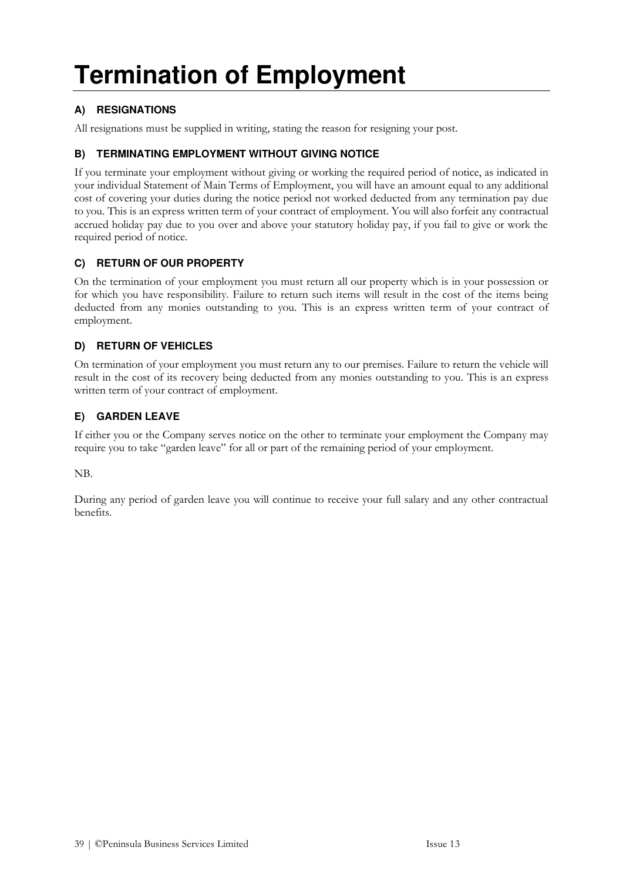# Termination of Employment

### A) RESIGNATIONS

All resignations must be supplied in writing, stating the reason for resigning your post.

### B) TERMINATING EMPLOYMENT WITHOUT GIVING NOTICE

If you terminate your employment without giving or working the required period of notice, as indicated in your individual Statement of Main Terms of Employment, you will have an amount equal to any additional cost of covering your duties during the notice period not worked deducted from any termination pay due to you. This is an express written term of your contract of employment. You will also forfeit any contractual accrued holiday pay due to you over and above your statutory holiday pay, if you fail to give or work the required period of notice.

### C) RETURN OF OUR PROPERTY

On the termination of your employment you must return all our property which is in your possession or for which you have responsibility. Failure to return such items will result in the cost of the items being deducted from any monies outstanding to you. This is an express written term of your contract of employment.

### D) RETURN OF VEHICLES

On termination of your employment you must return any to our premises. Failure to return the vehicle will result in the cost of its recovery being deducted from any monies outstanding to you. This is an express written term of your contract of employment.

### E) GARDEN LEAVE

If either you or the Company serves notice on the other to terminate your employment the Company may require you to take "garden leave" for all or part of the remaining period of your employment.

NB.

During any period of garden leave you will continue to receive your full salary and any other contractual benefits.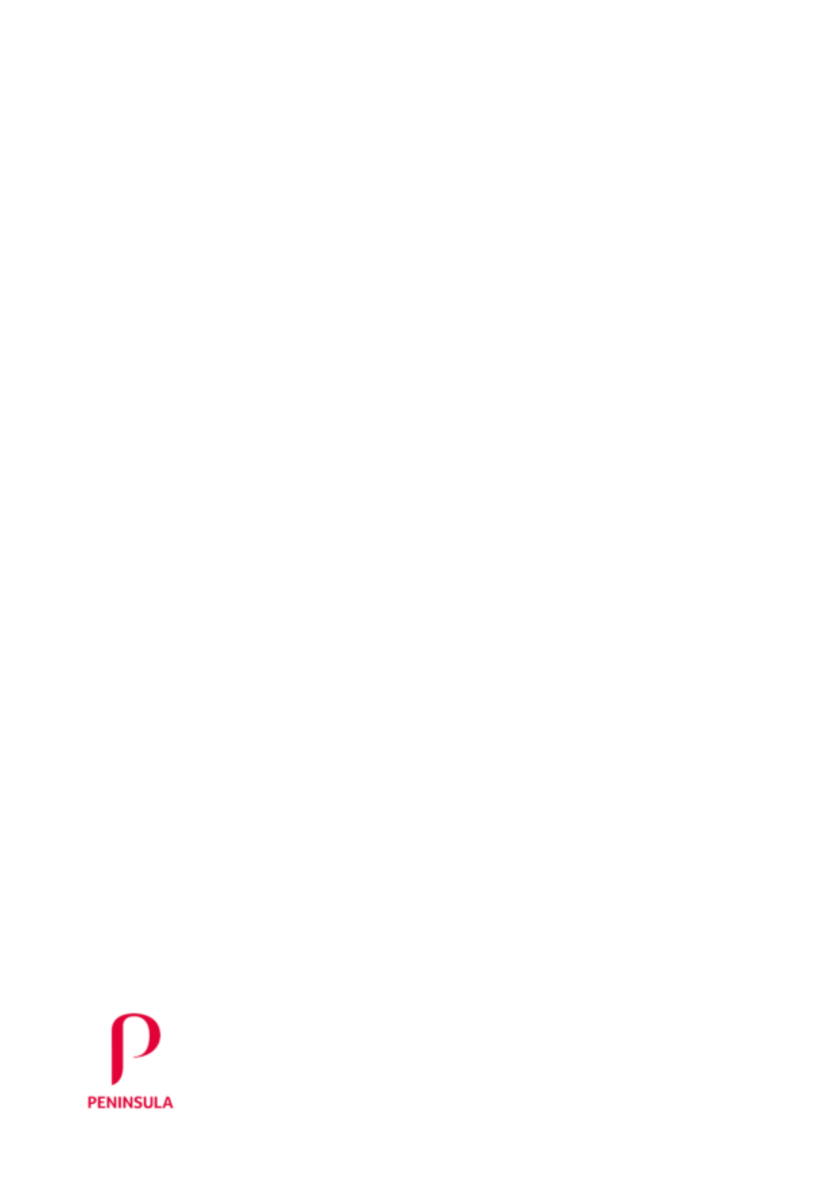PENINSULA